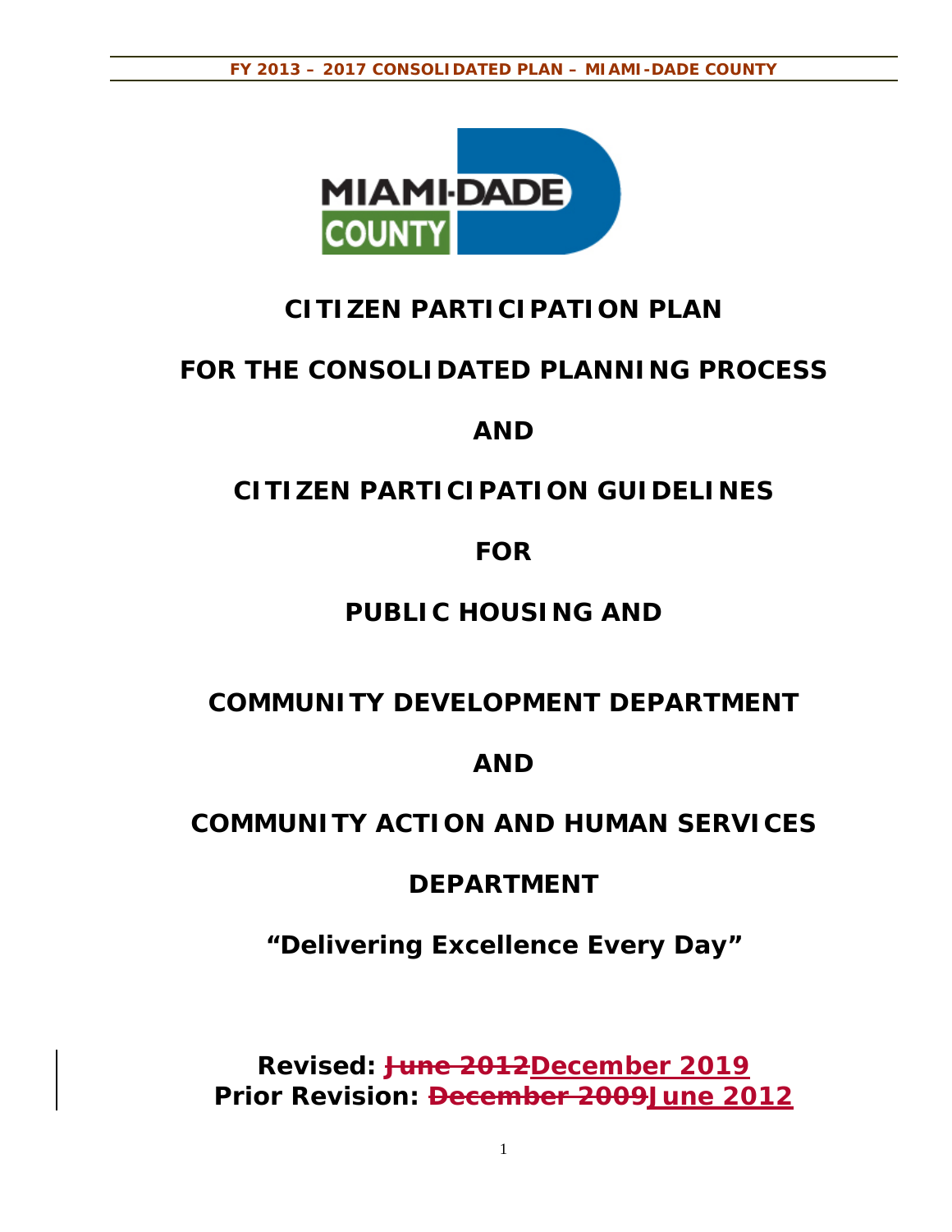# CITIZEN PARTICIPATION PLAN

# FOR THE CONSOLIDATED PLANNING PROCESS

# AND

# CITIZEN PARTICIPATION GUIDELINES

# FOR

# PUBLIC HOUSING AND

# COMMUNITY DEVELOPMENT DEPARTMENT

# AND

# COMMUNITY ACTION AND HUMAN SERVICES DEPARTMENT

**"Delivering Excellence Every Day"**

**Revised: ~~June 2012~~December 2019**
**Prior Revision: ~~December 2009~~June 2012**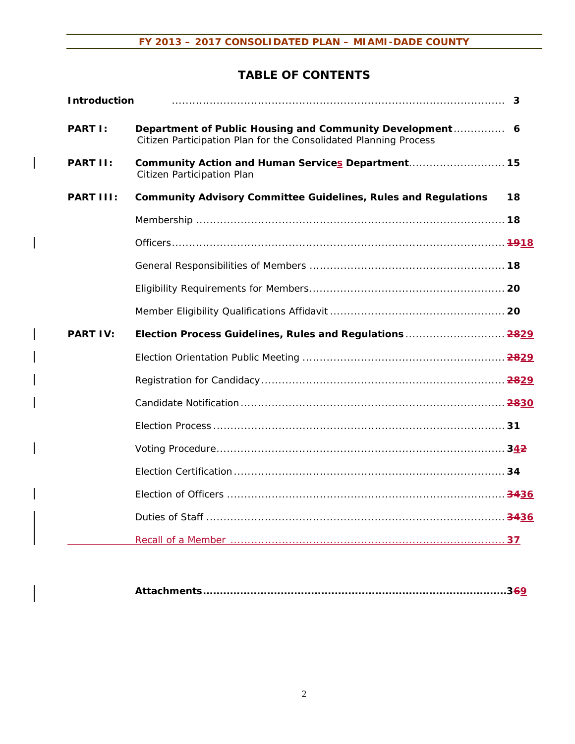# TABLE OF CONTENTS

| | | |
|---|---|---|
| **Introduction** | | **3** |
| **PART I:** | **Department of Public Housing and Community Development** Citizen Participation Plan for the Consolidated Planning Process | **6** |
| **PART II:** | **Community Action and Human Services Department** Citizen Participation Plan | **15** |
| **PART III:** | **Community Advisory Committee Guidelines, Rules and Regulations** | **18** |
| | Membership | **18** |
| | Officers | ~~**19**~~**18** |
| | General Responsibilities of Members | **18** |
| | Eligibility Requirements for Members | **20** |
| | Member Eligibility Qualifications Affidavit | **20** |
| **PART IV:** | **Election Process Guidelines, Rules and Regulations** | ~~**28**~~**29** |
| | Election Orientation Public Meeting | ~~**28**~~**29** |
| | Registration for Candidacy | ~~**28**~~**29** |
| | Candidate Notification | ~~**28**~~**30** |
| | Election Process | **31** |
| | Voting Procedure | **3~~2~~4** |
| | Election Certification | **34** |
| | Election of Officers | ~~**34**~~**36** |
| | Duties of Staff | ~~**34**~~**36** |
| | Recall of a Member | **37** |
| | **Attachments** | **3~~6~~9** |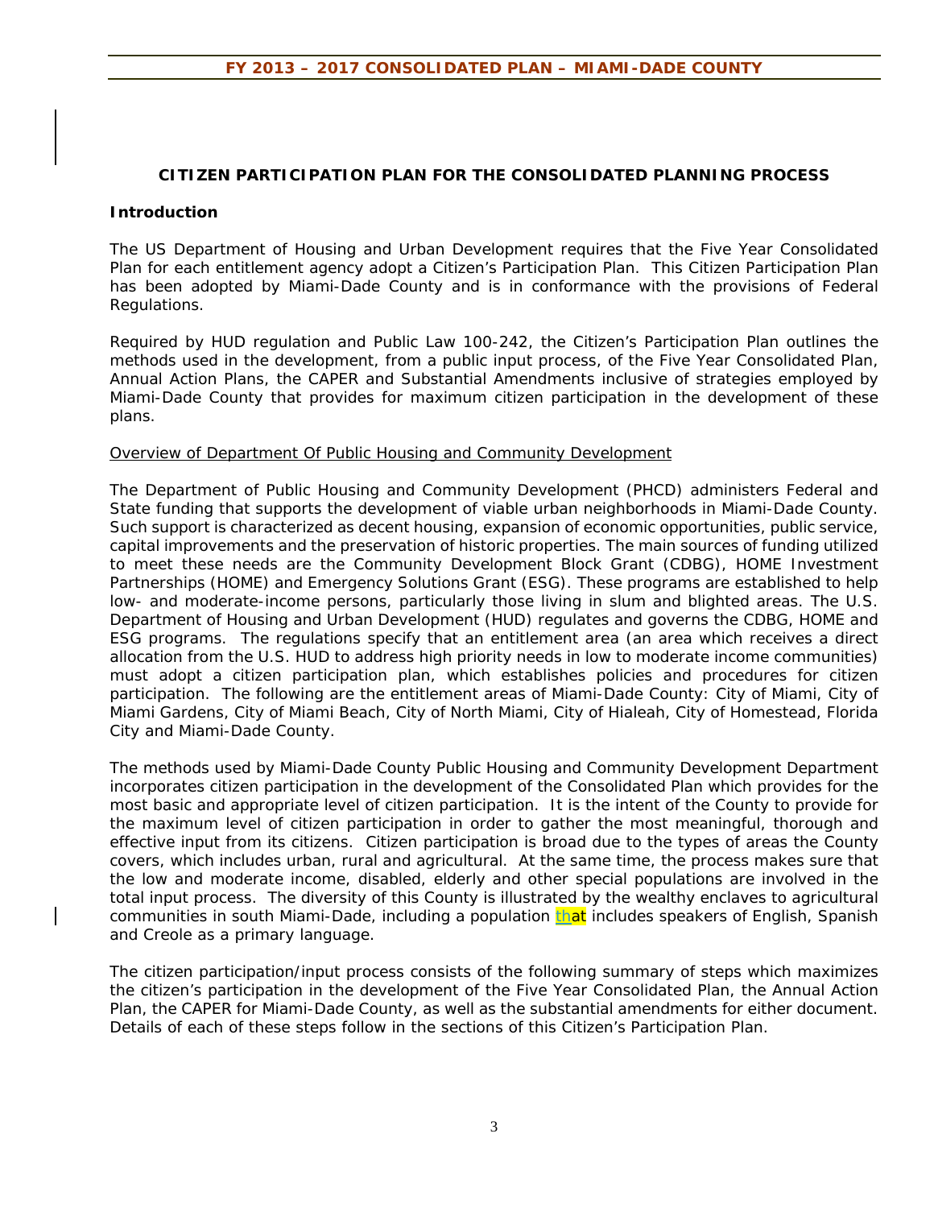## CITIZEN PARTICIPATION PLAN FOR THE CONSOLIDATED PLANNING PROCESS

### Introduction

The US Department of Housing and Urban Development requires that the Five Year Consolidated Plan for each entitlement agency adopt a Citizen's Participation Plan. This Citizen Participation Plan has been adopted by Miami-Dade County and is in conformance with the provisions of Federal Regulations.

Required by HUD regulation and Public Law 100-242, the Citizen's Participation Plan outlines the methods used in the development, from a public input process, of the Five Year Consolidated Plan, Annual Action Plans, the CAPER and Substantial Amendments inclusive of strategies employed by Miami-Dade County that provides for maximum citizen participation in the development of these plans.

Overview of Department Of Public Housing and Community Development

The Department of Public Housing and Community Development (PHCD) administers Federal and State funding that supports the development of viable urban neighborhoods in Miami-Dade County. Such support is characterized as decent housing, expansion of economic opportunities, public service, capital improvements and the preservation of historic properties. The main sources of funding utilized to meet these needs are the Community Development Block Grant (CDBG), HOME Investment Partnerships (HOME) and Emergency Solutions Grant (ESG). These programs are established to help low- and moderate-income persons, particularly those living in slum and blighted areas. The U.S. Department of Housing and Urban Development (HUD) regulates and governs the CDBG, HOME and ESG programs. The regulations specify that an entitlement area (an area which receives a direct allocation from the U.S. HUD to address high priority needs in low to moderate income communities) must adopt a citizen participation plan, which establishes policies and procedures for citizen participation. The following are the entitlement areas of Miami-Dade County: City of Miami, City of Miami Gardens, City of Miami Beach, City of North Miami, City of Hialeah, City of Homestead, Florida City and Miami-Dade County.

The methods used by Miami-Dade County Public Housing and Community Development Department incorporates citizen participation in the development of the Consolidated Plan which provides for the most basic and appropriate level of citizen participation. It is the intent of the County to provide for the maximum level of citizen participation in order to gather the most meaningful, thorough and effective input from its citizens. Citizen participation is broad due to the types of areas the County covers, which includes urban, rural and agricultural. At the same time, the process makes sure that the low and moderate income, disabled, elderly and other special populations are involved in the total input process. The diversity of this County is illustrated by the wealthy enclaves to agricultural communities in south Miami-Dade, including a population that includes speakers of English, Spanish and Creole as a primary language.

The citizen participation/input process consists of the following summary of steps which maximizes the citizen's participation in the development of the Five Year Consolidated Plan, the Annual Action Plan, the CAPER for Miami-Dade County, as well as the substantial amendments for either document. Details of each of these steps follow in the sections of this Citizen's Participation Plan.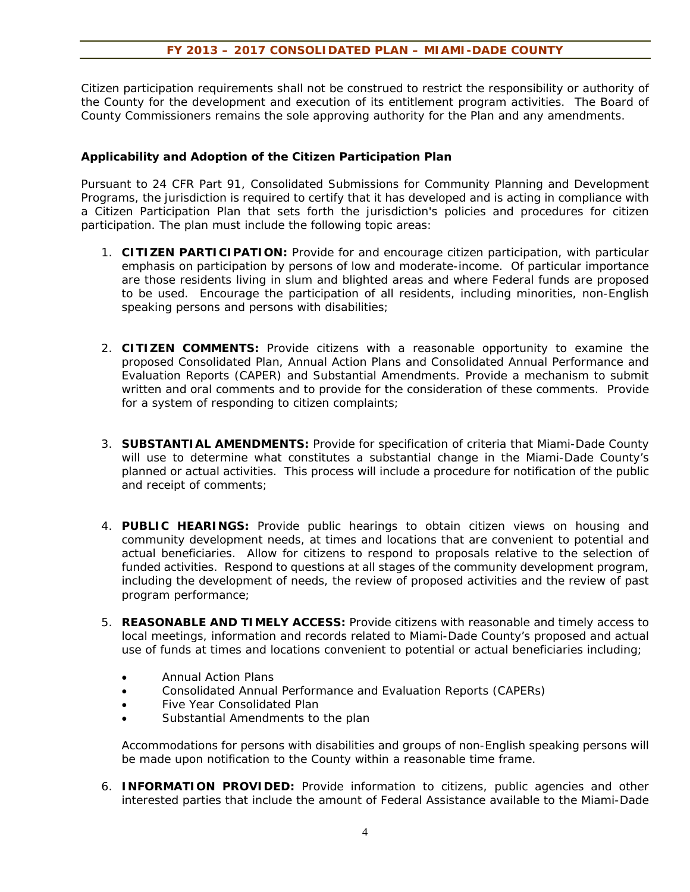Citizen participation requirements shall not be construed to restrict the responsibility or authority of the County for the development and execution of its entitlement program activities. The Board of County Commissioners remains the sole approving authority for the Plan and any amendments.

**Applicability and Adoption of the Citizen Participation Plan**

Pursuant to 24 CFR Part 91, Consolidated Submissions for Community Planning and Development Programs, the jurisdiction is required to certify that it has developed and is acting in compliance with a Citizen Participation Plan that sets forth the jurisdiction's policies and procedures for citizen participation. The plan must include the following topic areas:

1. **CITIZEN PARTICIPATION:** Provide for and encourage citizen participation, with particular emphasis on participation by persons of low and moderate-income. Of particular importance are those residents living in slum and blighted areas and where Federal funds are proposed to be used. Encourage the participation of all residents, including minorities, non-English speaking persons and persons with disabilities;

2. **CITIZEN COMMENTS:** Provide citizens with a reasonable opportunity to examine the proposed Consolidated Plan, Annual Action Plans and Consolidated Annual Performance and Evaluation Reports (CAPER) and Substantial Amendments. Provide a mechanism to submit written and oral comments and to provide for the consideration of these comments. Provide for a system of responding to citizen complaints;

3. **SUBSTANTIAL AMENDMENTS:** Provide for specification of criteria that Miami-Dade County will use to determine what constitutes a substantial change in the Miami-Dade County's planned or actual activities. This process will include a procedure for notification of the public and receipt of comments;

4. **PUBLIC HEARINGS:** Provide public hearings to obtain citizen views on housing and community development needs, at times and locations that are convenient to potential and actual beneficiaries. Allow for citizens to respond to proposals relative to the selection of funded activities. Respond to questions at all stages of the community development program, including the development of needs, the review of proposed activities and the review of past program performance;

5. **REASONABLE AND TIMELY ACCESS:** Provide citizens with reasonable and timely access to local meetings, information and records related to Miami-Dade County's proposed and actual use of funds at times and locations convenient to potential or actual beneficiaries including;

   - Annual Action Plans
   - Consolidated Annual Performance and Evaluation Reports (CAPERs)
   - Five Year Consolidated Plan
   - Substantial Amendments to the plan

   Accommodations for persons with disabilities and groups of non-English speaking persons will be made upon notification to the County within a reasonable time frame.

6. **INFORMATION PROVIDED:** Provide information to citizens, public agencies and other interested parties that include the amount of Federal Assistance available to the Miami-Dade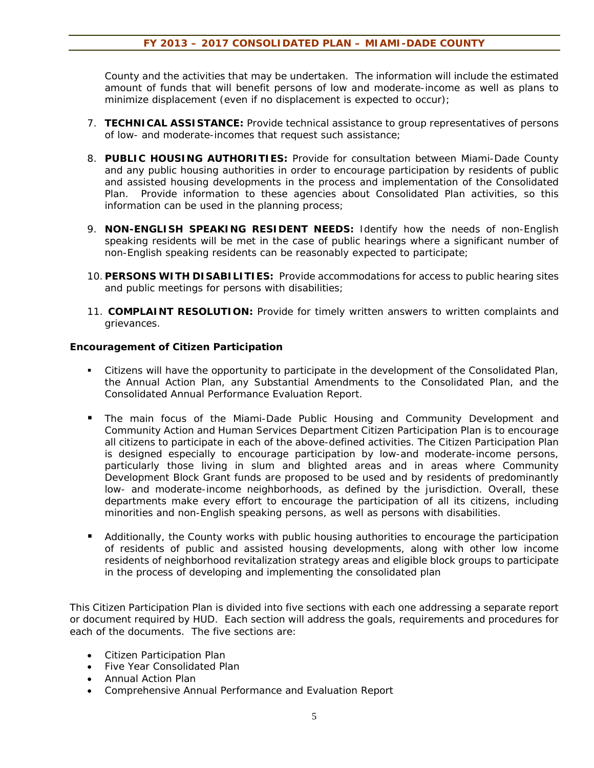County and the activities that may be undertaken. The information will include the estimated amount of funds that will benefit persons of low and moderate-income as well as plans to minimize displacement (even if no displacement is expected to occur);

7. **TECHNICAL ASSISTANCE:** Provide technical assistance to group representatives of persons of low- and moderate-incomes that request such assistance;

8. **PUBLIC HOUSING AUTHORITIES:** Provide for consultation between Miami-Dade County and any public housing authorities in order to encourage participation by residents of public and assisted housing developments in the process and implementation of the Consolidated Plan. Provide information to these agencies about Consolidated Plan activities, so this information can be used in the planning process;

9. **NON-ENGLISH SPEAKING RESIDENT NEEDS:** Identify how the needs of non-English speaking residents will be met in the case of public hearings where a significant number of non-English speaking residents can be reasonably expected to participate;

10. **PERSONS WITH DISABILITIES:** Provide accommodations for access to public hearing sites and public meetings for persons with disabilities;

11. **COMPLAINT RESOLUTION:** Provide for timely written answers to written complaints and grievances.

**Encouragement of Citizen Participation**

- Citizens will have the opportunity to participate in the development of the Consolidated Plan, the Annual Action Plan, any Substantial Amendments to the Consolidated Plan, and the Consolidated Annual Performance Evaluation Report.

- The main focus of the Miami-Dade Public Housing and Community Development and Community Action and Human Services Department Citizen Participation Plan is to encourage all citizens to participate in each of the above-defined activities. The Citizen Participation Plan is designed especially to encourage participation by low-and moderate-income persons, particularly those living in slum and blighted areas and in areas where Community Development Block Grant funds are proposed to be used and by residents of predominantly low- and moderate-income neighborhoods, as defined by the jurisdiction. Overall, these departments make every effort to encourage the participation of all its citizens, including minorities and non-English speaking persons, as well as persons with disabilities.

- Additionally, the County works with public housing authorities to encourage the participation of residents of public and assisted housing developments, along with other low income residents of neighborhood revitalization strategy areas and eligible block groups to participate in the process of developing and implementing the consolidated plan

This Citizen Participation Plan is divided into five sections with each one addressing a separate report or document required by HUD. Each section will address the goals, requirements and procedures for each of the documents. The five sections are:

- Citizen Participation Plan
- Five Year Consolidated Plan
- Annual Action Plan
- Comprehensive Annual Performance and Evaluation Report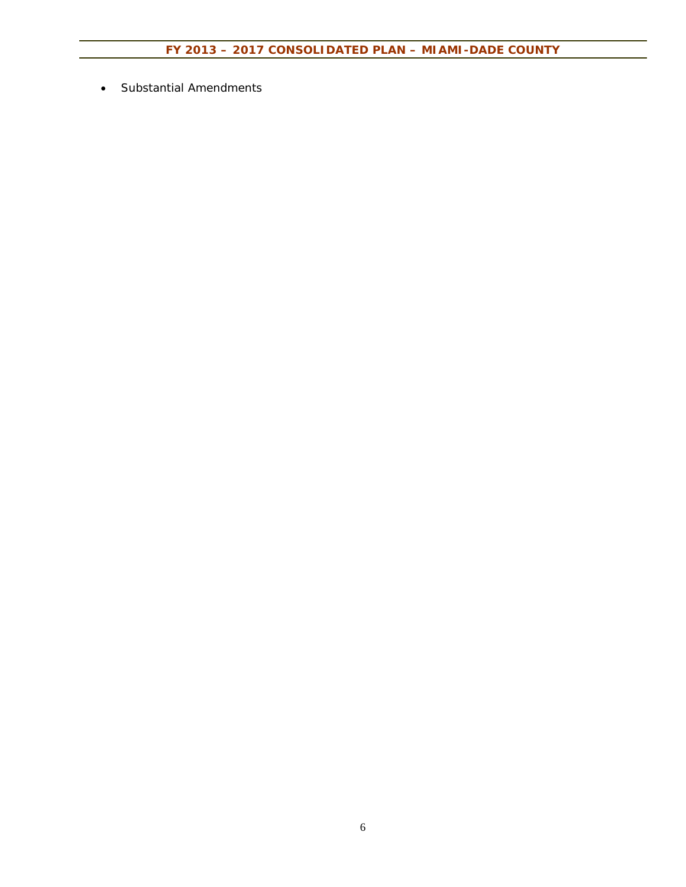- Substantial Amendments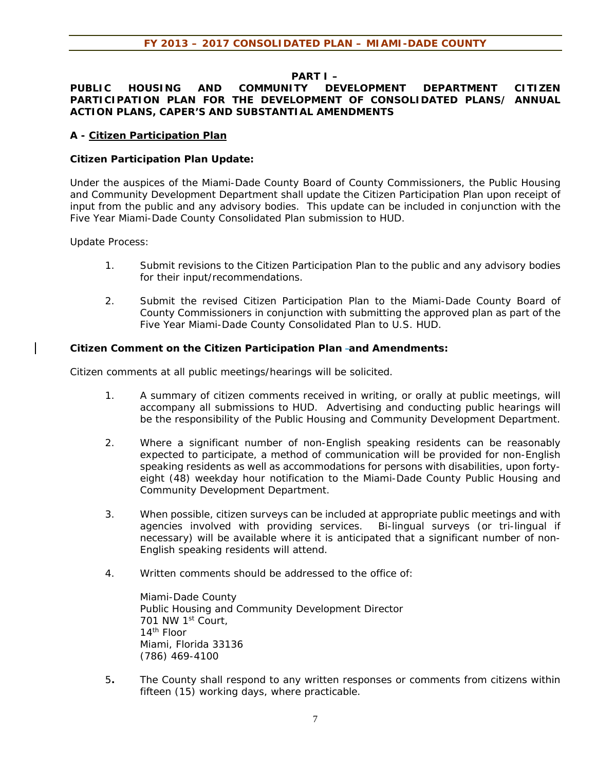**PART I –**

**PUBLIC HOUSING AND COMMUNITY DEVELOPMENT DEPARTMENT CITIZEN PARTICIPATION PLAN FOR THE DEVELOPMENT OF CONSOLIDATED PLANS/ ANNUAL ACTION PLANS, CAPER'S AND SUBSTANTIAL AMENDMENTS**

## A - Citizen Participation Plan

**Citizen Participation Plan Update:**

Under the auspices of the Miami-Dade County Board of County Commissioners, the Public Housing and Community Development Department shall update the Citizen Participation Plan upon receipt of input from the public and any advisory bodies. This update can be included in conjunction with the Five Year Miami-Dade County Consolidated Plan submission to HUD.

Update Process:

1. Submit revisions to the Citizen Participation Plan to the public and any advisory bodies for their input/recommendations.

2. Submit the revised Citizen Participation Plan to the Miami-Dade County Board of County Commissioners in conjunction with submitting the approved plan as part of the Five Year Miami-Dade County Consolidated Plan to U.S. HUD.

**Citizen Comment on the Citizen Participation Plan and Amendments:**

Citizen comments at all public meetings/hearings will be solicited.

1. A summary of citizen comments received in writing, or orally at public meetings, will accompany all submissions to HUD. Advertising and conducting public hearings will be the responsibility of the Public Housing and Community Development Department.

2. Where a significant number of non-English speaking residents can be reasonably expected to participate, a method of communication will be provided for non-English speaking residents as well as accommodations for persons with disabilities, upon forty-eight (48) weekday hour notification to the Miami-Dade County Public Housing and Community Development Department.

3. When possible, citizen surveys can be included at appropriate public meetings and with agencies involved with providing services. Bi-lingual surveys (or tri-lingual if necessary) will be available where it is anticipated that a significant number of non-English speaking residents will attend.

4. Written comments should be addressed to the office of:

   Miami-Dade County
   Public Housing and Community Development Director
   701 NW 1st Court,
   14th Floor
   Miami, Florida 33136
   (786) 469-4100

5. The County shall respond to any written responses or comments from citizens within fifteen (15) working days, where practicable.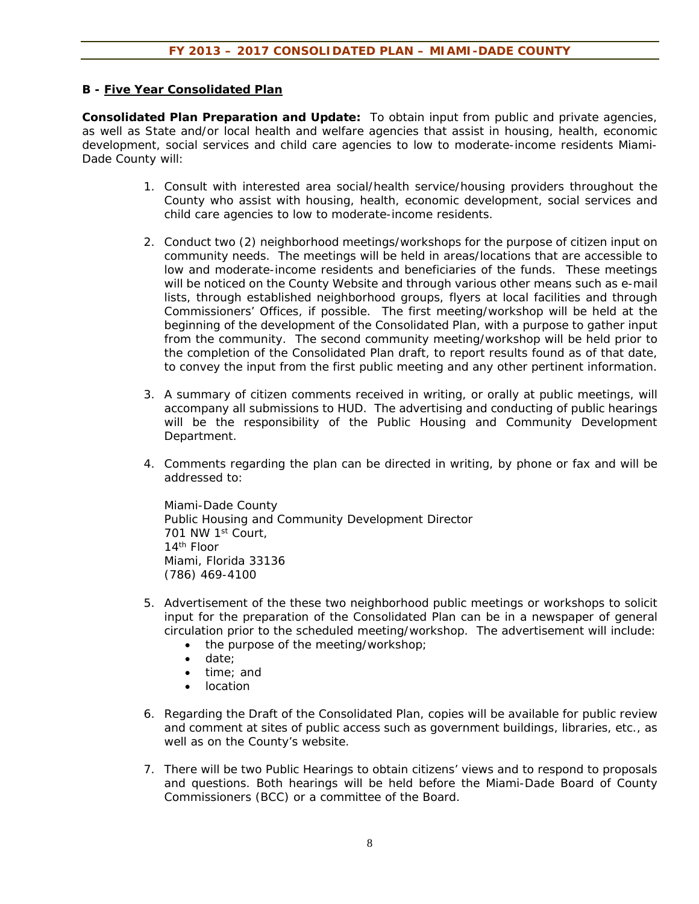## B - Five Year Consolidated Plan

**Consolidated Plan Preparation and Update:** To obtain input from public and private agencies, as well as State and/or local health and welfare agencies that assist in housing, health, economic development, social services and child care agencies to low to moderate-income residents Miami-Dade County will:

1. Consult with interested area social/health service/housing providers throughout the County who assist with housing, health, economic development, social services and child care agencies to low to moderate-income residents.

2. Conduct two (2) neighborhood meetings/workshops for the purpose of citizen input on community needs. The meetings will be held in areas/locations that are accessible to low and moderate-income residents and beneficiaries of the funds. These meetings will be noticed on the County Website and through various other means such as e-mail lists, through established neighborhood groups, flyers at local facilities and through Commissioners' Offices, if possible. The first meeting/workshop will be held at the beginning of the development of the Consolidated Plan, with a purpose to gather input from the community. The second community meeting/workshop will be held prior to the completion of the Consolidated Plan draft, to report results found as of that date, to convey the input from the first public meeting and any other pertinent information.

3. A summary of citizen comments received in writing, or orally at public meetings, will accompany all submissions to HUD. The advertising and conducting of public hearings will be the responsibility of the Public Housing and Community Development Department.

4. Comments regarding the plan can be directed in writing, by phone or fax and will be addressed to:

   Miami-Dade County
   Public Housing and Community Development Director
   701 NW 1st Court,
   14th Floor
   Miami, Florida 33136
   (786) 469-4100

5. Advertisement of the these two neighborhood public meetings or workshops to solicit input for the preparation of the Consolidated Plan can be in a newspaper of general circulation prior to the scheduled meeting/workshop. The advertisement will include:
   - the purpose of the meeting/workshop;
   - date;
   - time; and
   - location

6. Regarding the Draft of the Consolidated Plan, copies will be available for public review and comment at sites of public access such as government buildings, libraries, etc., as well as on the County's website.

7. There will be two Public Hearings to obtain citizens' views and to respond to proposals and questions. Both hearings will be held before the Miami-Dade Board of County Commissioners (BCC) or a committee of the Board.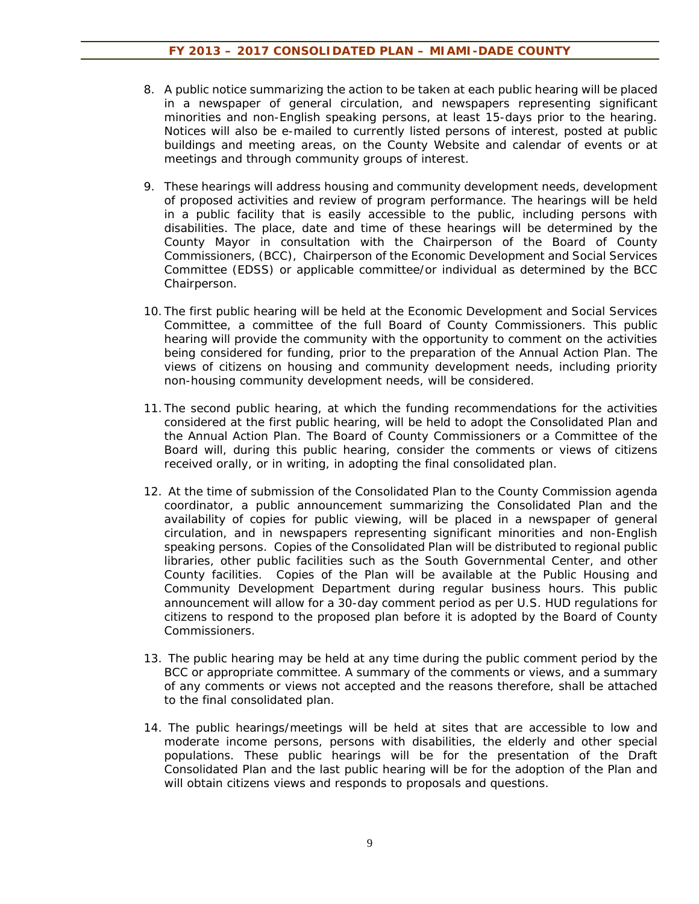8. A public notice summarizing the action to be taken at each public hearing will be placed in a newspaper of general circulation, and newspapers representing significant minorities and non-English speaking persons, at least 15-days prior to the hearing. Notices will also be e-mailed to currently listed persons of interest, posted at public buildings and meeting areas, on the County Website and calendar of events or at meetings and through community groups of interest.

9. These hearings will address housing and community development needs, development of proposed activities and review of program performance. The hearings will be held in a public facility that is easily accessible to the public, including persons with disabilities. The place, date and time of these hearings will be determined by the County Mayor in consultation with the Chairperson of the Board of County Commissioners, (BCC), Chairperson of the Economic Development and Social Services Committee (EDSS) or applicable committee/or individual as determined by the BCC Chairperson.

10. The first public hearing will be held at the Economic Development and Social Services Committee, a committee of the full Board of County Commissioners. This public hearing will provide the community with the opportunity to comment on the activities being considered for funding, prior to the preparation of the Annual Action Plan. The views of citizens on housing and community development needs, including priority non-housing community development needs, will be considered.

11. The second public hearing, at which the funding recommendations for the activities considered at the first public hearing, will be held to adopt the Consolidated Plan and the Annual Action Plan. The Board of County Commissioners or a Committee of the Board will, during this public hearing, consider the comments or views of citizens received orally, or in writing, in adopting the final consolidated plan.

12. At the time of submission of the Consolidated Plan to the County Commission agenda coordinator, a public announcement summarizing the Consolidated Plan and the availability of copies for public viewing, will be placed in a newspaper of general circulation, and in newspapers representing significant minorities and non-English speaking persons. Copies of the Consolidated Plan will be distributed to regional public libraries, other public facilities such as the South Governmental Center, and other County facilities. Copies of the Plan will be available at the Public Housing and Community Development Department during regular business hours. This public announcement will allow for a 30-day comment period as per U.S. HUD regulations for citizens to respond to the proposed plan before it is adopted by the Board of County Commissioners.

13. The public hearing may be held at any time during the public comment period by the BCC or appropriate committee. A summary of the comments or views, and a summary of any comments or views not accepted and the reasons therefore, shall be attached to the final consolidated plan.

14. The public hearings/meetings will be held at sites that are accessible to low and moderate income persons, persons with disabilities, the elderly and other special populations. These public hearings will be for the presentation of the Draft Consolidated Plan and the last public hearing will be for the adoption of the Plan and will obtain citizens views and responds to proposals and questions.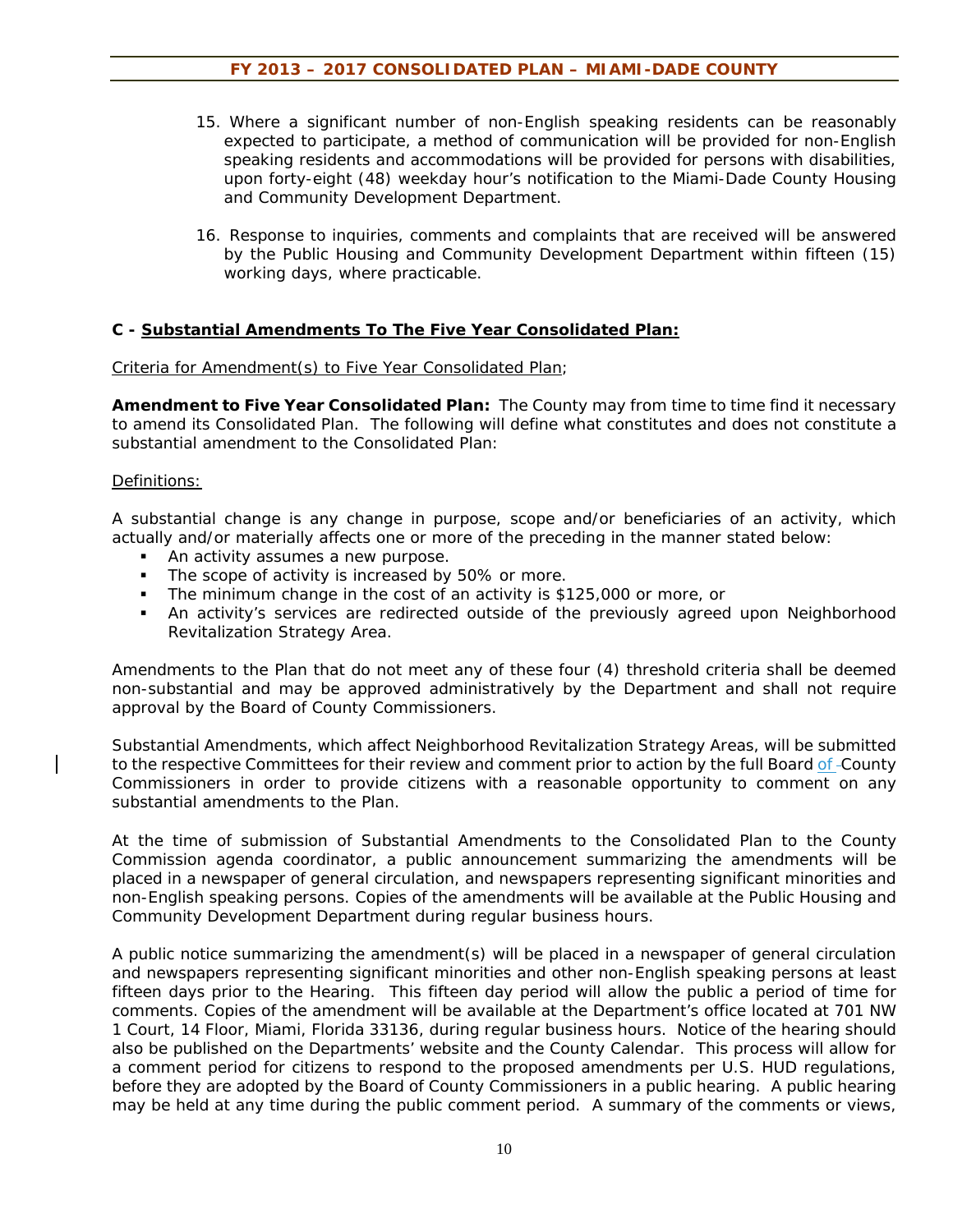15. Where a significant number of non-English speaking residents can be reasonably expected to participate, a method of communication will be provided for non-English speaking residents and accommodations will be provided for persons with disabilities, upon forty-eight (48) weekday hour's notification to the Miami-Dade County Housing and Community Development Department.

16. Response to inquiries, comments and complaints that are received will be answered by the Public Housing and Community Development Department within fifteen (15) working days, where practicable.

## C - Substantial Amendments To The Five Year Consolidated Plan:

Criteria for Amendment(s) to Five Year Consolidated Plan;

**Amendment to Five Year Consolidated Plan:** The County may from time to time find it necessary to amend its Consolidated Plan. The following will define what constitutes and does not constitute a substantial amendment to the Consolidated Plan:

Definitions:

A substantial change is any change in purpose, scope and/or beneficiaries of an activity, which actually and/or materially affects one or more of the preceding in the manner stated below:

- An activity assumes a new purpose.
- The scope of activity is increased by 50% or more.
- The minimum change in the cost of an activity is $125,000 or more, or
- An activity's services are redirected outside of the previously agreed upon Neighborhood Revitalization Strategy Area.

Amendments to the Plan that do not meet any of these four (4) threshold criteria shall be deemed non-substantial and may be approved administratively by the Department and shall not require approval by the Board of County Commissioners.

Substantial Amendments, which affect Neighborhood Revitalization Strategy Areas, will be submitted to the respective Committees for their review and comment prior to action by the full Board of County Commissioners in order to provide citizens with a reasonable opportunity to comment on any substantial amendments to the Plan.

At the time of submission of Substantial Amendments to the Consolidated Plan to the County Commission agenda coordinator, a public announcement summarizing the amendments will be placed in a newspaper of general circulation, and newspapers representing significant minorities and non-English speaking persons. Copies of the amendments will be available at the Public Housing and Community Development Department during regular business hours.

A public notice summarizing the amendment(s) will be placed in a newspaper of general circulation and newspapers representing significant minorities and other non-English speaking persons at least fifteen days prior to the Hearing. This fifteen day period will allow the public a period of time for comments. Copies of the amendment will be available at the Department's office located at 701 NW 1 Court, 14 Floor, Miami, Florida 33136, during regular business hours. Notice of the hearing should also be published on the Departments' website and the County Calendar. This process will allow for a comment period for citizens to respond to the proposed amendments per U.S. HUD regulations, before they are adopted by the Board of County Commissioners in a public hearing. A public hearing may be held at any time during the public comment period. A summary of the comments or views,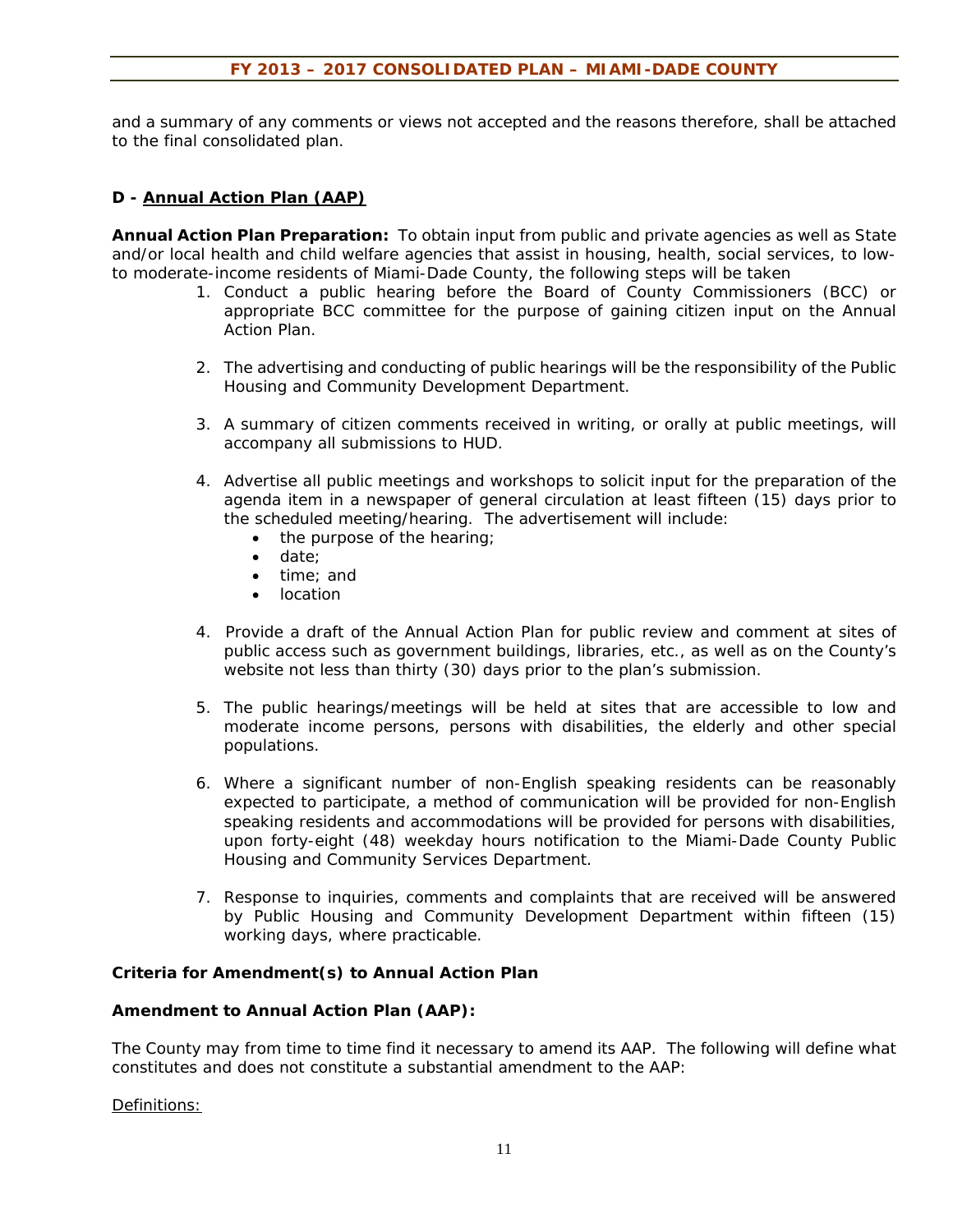and a summary of any comments or views not accepted and the reasons therefore, shall be attached to the final consolidated plan.

## D - Annual Action Plan (AAP)

**Annual Action Plan Preparation:** To obtain input from public and private agencies as well as State and/or local health and child welfare agencies that assist in housing, health, social services, to low-to moderate-income residents of Miami-Dade County, the following steps will be taken

1. Conduct a public hearing before the Board of County Commissioners (BCC) or appropriate BCC committee for the purpose of gaining citizen input on the Annual Action Plan.

2. The advertising and conducting of public hearings will be the responsibility of the Public Housing and Community Development Department.

3. A summary of citizen comments received in writing, or orally at public meetings, will accompany all submissions to HUD.

4. Advertise all public meetings and workshops to solicit input for the preparation of the agenda item in a newspaper of general circulation at least fifteen (15) days prior to the scheduled meeting/hearing. The advertisement will include:
   - the purpose of the hearing;
   - date;
   - time; and
   - location

4. Provide a draft of the Annual Action Plan for public review and comment at sites of public access such as government buildings, libraries, etc., as well as on the County's website not less than thirty (30) days prior to the plan's submission.

5. The public hearings/meetings will be held at sites that are accessible to low and moderate income persons, persons with disabilities, the elderly and other special populations.

6. Where a significant number of non-English speaking residents can be reasonably expected to participate, a method of communication will be provided for non-English speaking residents and accommodations will be provided for persons with disabilities, upon forty-eight (48) weekday hours notification to the Miami-Dade County Public Housing and Community Services Department.

7. Response to inquiries, comments and complaints that are received will be answered by Public Housing and Community Development Department within fifteen (15) working days, where practicable.

**Criteria for Amendment(s) to Annual Action Plan**

**Amendment to Annual Action Plan (AAP):**

The County may from time to time find it necessary to amend its AAP. The following will define what constitutes and does not constitute a substantial amendment to the AAP:

Definitions: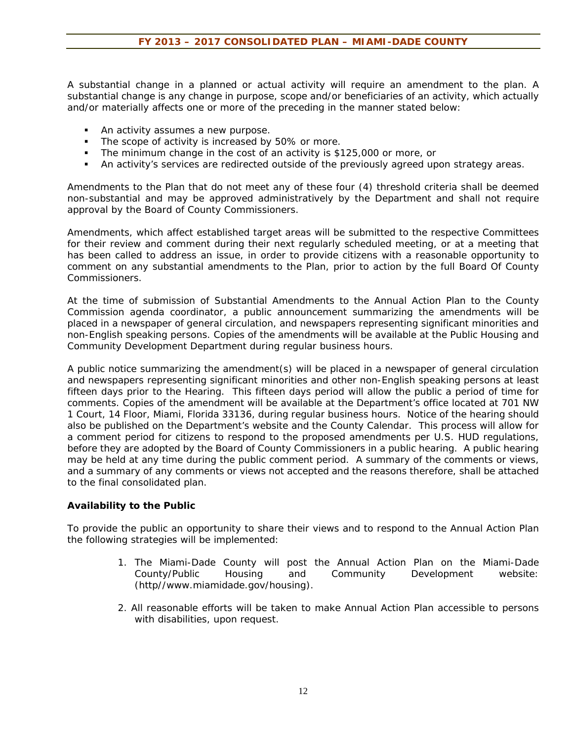A substantial change in a planned or actual activity will require an amendment to the plan. A substantial change is any change in purpose, scope and/or beneficiaries of an activity, which actually and/or materially affects one or more of the preceding in the manner stated below:

- An activity assumes a new purpose.
- The scope of activity is increased by 50% or more.
- The minimum change in the cost of an activity is $125,000 or more, or
- An activity's services are redirected outside of the previously agreed upon strategy areas.

Amendments to the Plan that do not meet any of these four (4) threshold criteria shall be deemed non-substantial and may be approved administratively by the Department and shall not require approval by the Board of County Commissioners.

Amendments, which affect established target areas will be submitted to the respective Committees for their review and comment during their next regularly scheduled meeting, or at a meeting that has been called to address an issue, in order to provide citizens with a reasonable opportunity to comment on any substantial amendments to the Plan, prior to action by the full Board Of County Commissioners.

At the time of submission of Substantial Amendments to the Annual Action Plan to the County Commission agenda coordinator, a public announcement summarizing the amendments will be placed in a newspaper of general circulation, and newspapers representing significant minorities and non-English speaking persons. Copies of the amendments will be available at the Public Housing and Community Development Department during regular business hours.

A public notice summarizing the amendment(s) will be placed in a newspaper of general circulation and newspapers representing significant minorities and other non-English speaking persons at least fifteen days prior to the Hearing. This fifteen days period will allow the public a period of time for comments. Copies of the amendment will be available at the Department's office located at 701 NW 1 Court, 14 Floor, Miami, Florida 33136, during regular business hours. Notice of the hearing should also be published on the Department's website and the County Calendar. This process will allow for a comment period for citizens to respond to the proposed amendments per U.S. HUD regulations, before they are adopted by the Board of County Commissioners in a public hearing. A public hearing may be held at any time during the public comment period. A summary of the comments or views, and a summary of any comments or views not accepted and the reasons therefore, shall be attached to the final consolidated plan.

**Availability to the Public**

To provide the public an opportunity to share their views and to respond to the Annual Action Plan the following strategies will be implemented:

1. The Miami-Dade County will post the Annual Action Plan on the Miami-Dade County/Public Housing and Community Development website: (http//www.miamidade.gov/housing).

2. All reasonable efforts will be taken to make Annual Action Plan accessible to persons with disabilities, upon request.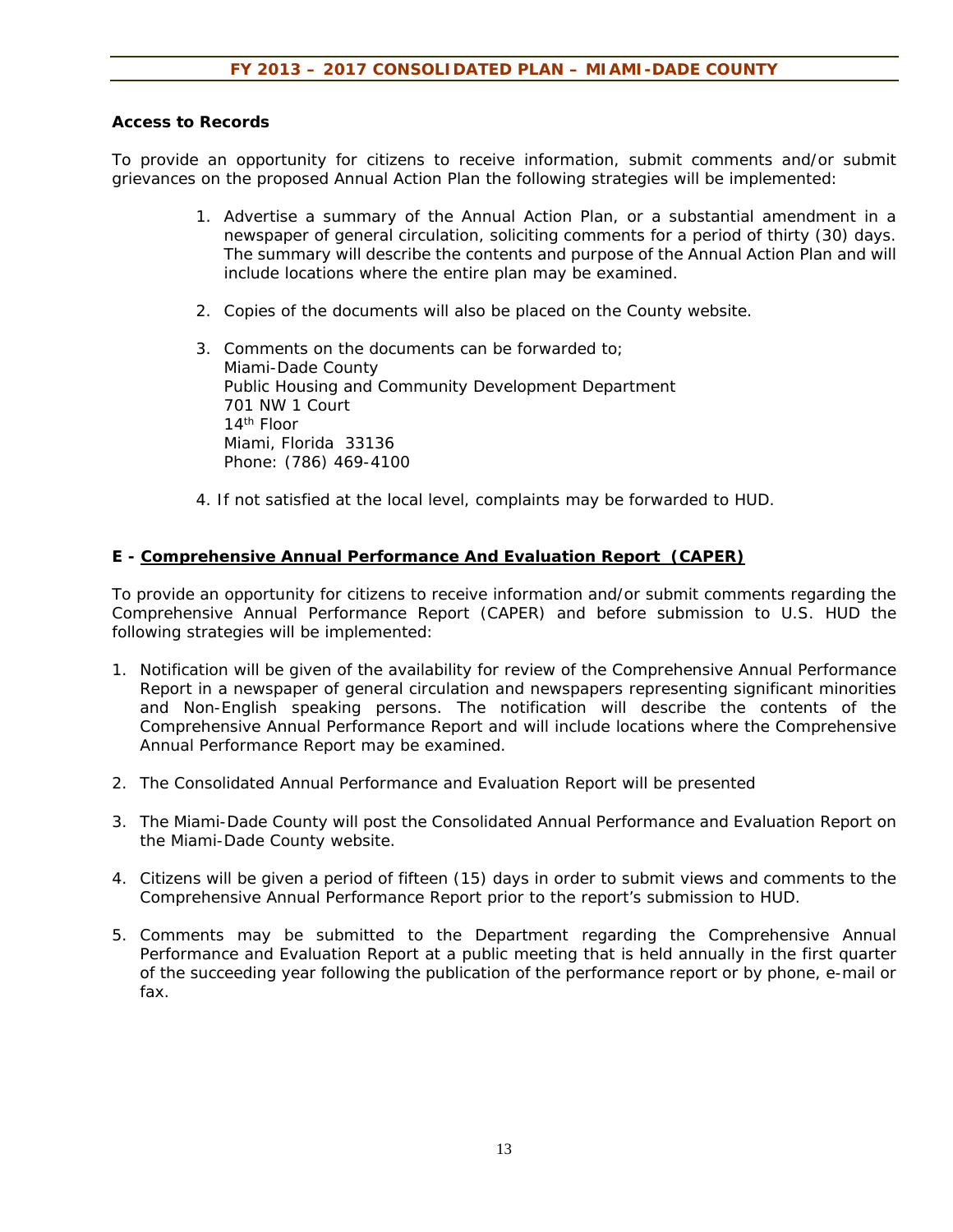**Access to Records**

To provide an opportunity for citizens to receive information, submit comments and/or submit grievances on the proposed Annual Action Plan the following strategies will be implemented:

1. Advertise a summary of the Annual Action Plan, or a substantial amendment in a newspaper of general circulation, soliciting comments for a period of thirty (30) days. The summary will describe the contents and purpose of the Annual Action Plan and will include locations where the entire plan may be examined.

2. Copies of the documents will also be placed on the County website.

3. Comments on the documents can be forwarded to;
   Miami-Dade County
   Public Housing and Community Development Department
   701 NW 1 Court
   14th Floor
   Miami, Florida 33136
   Phone: (786) 469-4100

4. If not satisfied at the local level, complaints may be forwarded to HUD.

**E - <u>Comprehensive Annual Performance And Evaluation Report (CAPER)</u>**

To provide an opportunity for citizens to receive information and/or submit comments regarding the Comprehensive Annual Performance Report (CAPER) and before submission to U.S. HUD the following strategies will be implemented:

1. Notification will be given of the availability for review of the Comprehensive Annual Performance Report in a newspaper of general circulation and newspapers representing significant minorities and Non-English speaking persons. The notification will describe the contents of the Comprehensive Annual Performance Report and will include locations where the Comprehensive Annual Performance Report may be examined.

2. The Consolidated Annual Performance and Evaluation Report will be presented

3. The Miami-Dade County will post the Consolidated Annual Performance and Evaluation Report on the Miami-Dade County website.

4. Citizens will be given a period of fifteen (15) days in order to submit views and comments to the Comprehensive Annual Performance Report prior to the report's submission to HUD.

5. Comments may be submitted to the Department regarding the Comprehensive Annual Performance and Evaluation Report at a public meeting that is held annually in the first quarter of the succeeding year following the publication of the performance report or by phone, e-mail or fax.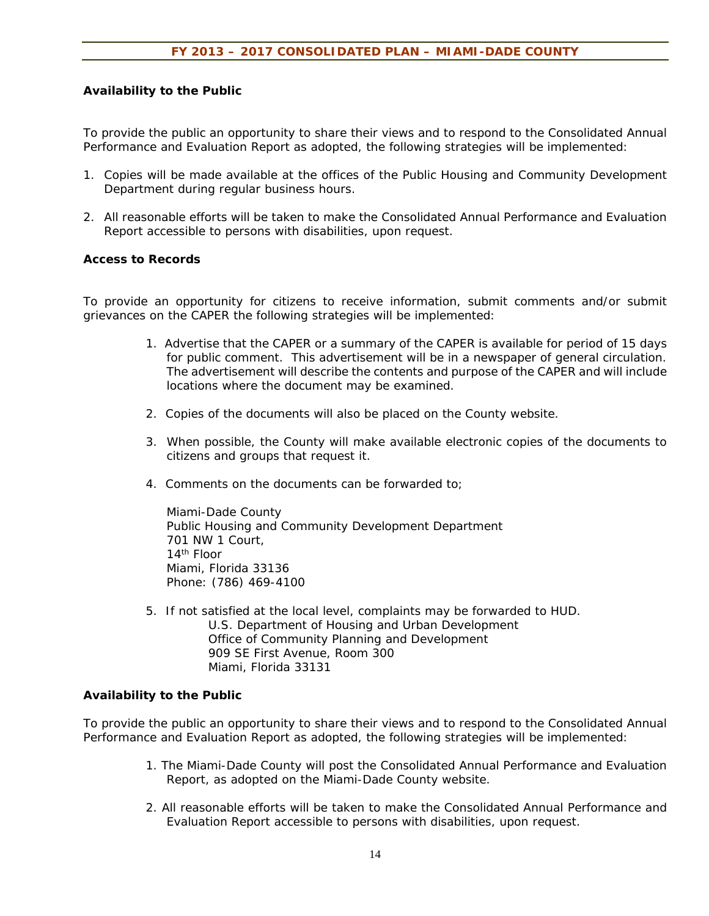## Availability to the Public

To provide the public an opportunity to share their views and to respond to the Consolidated Annual Performance and Evaluation Report as adopted, the following strategies will be implemented:

1. Copies will be made available at the offices of the Public Housing and Community Development Department during regular business hours.

2. All reasonable efforts will be taken to make the Consolidated Annual Performance and Evaluation Report accessible to persons with disabilities, upon request.

## Access to Records

To provide an opportunity for citizens to receive information, submit comments and/or submit grievances on the CAPER the following strategies will be implemented:

1. Advertise that the CAPER or a summary of the CAPER is available for period of 15 days for public comment. This advertisement will be in a newspaper of general circulation. The advertisement will describe the contents and purpose of the CAPER and will include locations where the document may be examined.

2. Copies of the documents will also be placed on the County website.

3. When possible, the County will make available electronic copies of the documents to citizens and groups that request it.

4. Comments on the documents can be forwarded to;

   Miami-Dade County
   Public Housing and Community Development Department
   701 NW 1 Court,
   14th Floor
   Miami, Florida 33136
   Phone: (786) 469-4100

5. If not satisfied at the local level, complaints may be forwarded to HUD.

   U.S. Department of Housing and Urban Development
   Office of Community Planning and Development
   909 SE First Avenue, Room 300
   Miami, Florida 33131

## Availability to the Public

To provide the public an opportunity to share their views and to respond to the Consolidated Annual Performance and Evaluation Report as adopted, the following strategies will be implemented:

1. The Miami-Dade County will post the Consolidated Annual Performance and Evaluation Report, as adopted on the Miami-Dade County website.

2. All reasonable efforts will be taken to make the Consolidated Annual Performance and Evaluation Report accessible to persons with disabilities, upon request.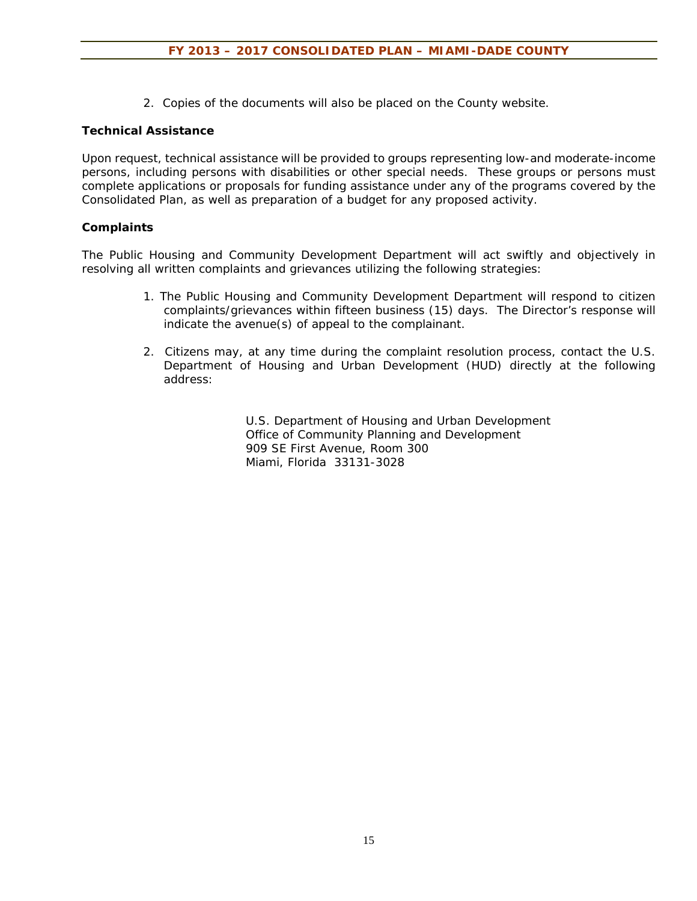2. Copies of the documents will also be placed on the County website.

**Technical Assistance**

Upon request, technical assistance will be provided to groups representing low-and moderate-income persons, including persons with disabilities or other special needs. These groups or persons must complete applications or proposals for funding assistance under any of the programs covered by the Consolidated Plan, as well as preparation of a budget for any proposed activity.

**Complaints**

The Public Housing and Community Development Department will act swiftly and objectively in resolving all written complaints and grievances utilizing the following strategies:

1. The Public Housing and Community Development Department will respond to citizen complaints/grievances within fifteen business (15) days. The Director's response will indicate the avenue(s) of appeal to the complainant.

2. Citizens may, at any time during the complaint resolution process, contact the U.S. Department of Housing and Urban Development (HUD) directly at the following address:

U.S. Department of Housing and Urban Development
Office of Community Planning and Development
909 SE First Avenue, Room 300
Miami, Florida 33131-3028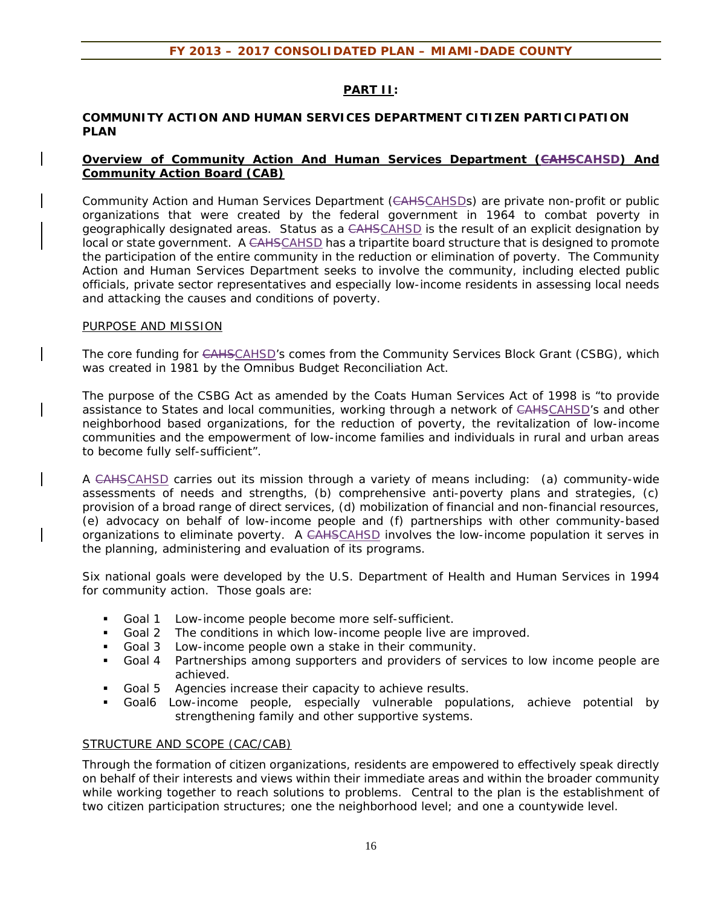## PART II:

### COMMUNITY ACTION AND HUMAN SERVICES DEPARTMENT CITIZEN PARTICIPATION PLAN

**Overview of Community Action And Human Services Department (~~CAHS~~CAHSD) And Community Action Board (CAB)**

Community Action and Human Services Department (~~CAHS~~CAHSDs) are private non-profit or public organizations that were created by the federal government in 1964 to combat poverty in geographically designated areas. Status as a ~~CAHS~~CAHSD is the result of an explicit designation by local or state government. A ~~CAHS~~CAHSD has a tripartite board structure that is designed to promote the participation of the entire community in the reduction or elimination of poverty. The Community Action and Human Services Department seeks to involve the community, including elected public officials, private sector representatives and especially low-income residents in assessing local needs and attacking the causes and conditions of poverty.

PURPOSE AND MISSION

The core funding for ~~CAHS~~CAHSD's comes from the Community Services Block Grant (CSBG), which was created in 1981 by the Omnibus Budget Reconciliation Act.

The purpose of the CSBG Act as amended by the Coats Human Services Act of 1998 is "to provide assistance to States and local communities, working through a network of ~~CAHS~~CAHSD's and other neighborhood based organizations, for the reduction of poverty, the revitalization of low-income communities and the empowerment of low-income families and individuals in rural and urban areas to become fully self-sufficient".

A ~~CAHS~~CAHSD carries out its mission through a variety of means including: (a) community-wide assessments of needs and strengths, (b) comprehensive anti-poverty plans and strategies, (c) provision of a broad range of direct services, (d) mobilization of financial and non-financial resources, (e) advocacy on behalf of low-income people and (f) partnerships with other community-based organizations to eliminate poverty. A ~~CAHS~~CAHSD involves the low-income population it serves in the planning, administering and evaluation of its programs.

Six national goals were developed by the U.S. Department of Health and Human Services in 1994 for community action. Those goals are:

- Goal 1 Low-income people become more self-sufficient.
- Goal 2 The conditions in which low-income people live are improved.
- Goal 3 Low-income people own a stake in their community.
- Goal 4 Partnerships among supporters and providers of services to low income people are achieved.
- Goal 5 Agencies increase their capacity to achieve results.
- Goal6 Low-income people, especially vulnerable populations, achieve potential by strengthening family and other supportive systems.

STRUCTURE AND SCOPE (CAC/CAB)

Through the formation of citizen organizations, residents are empowered to effectively speak directly on behalf of their interests and views within their immediate areas and within the broader community while working together to reach solutions to problems. Central to the plan is the establishment of two citizen participation structures; one the neighborhood level; and one a countywide level.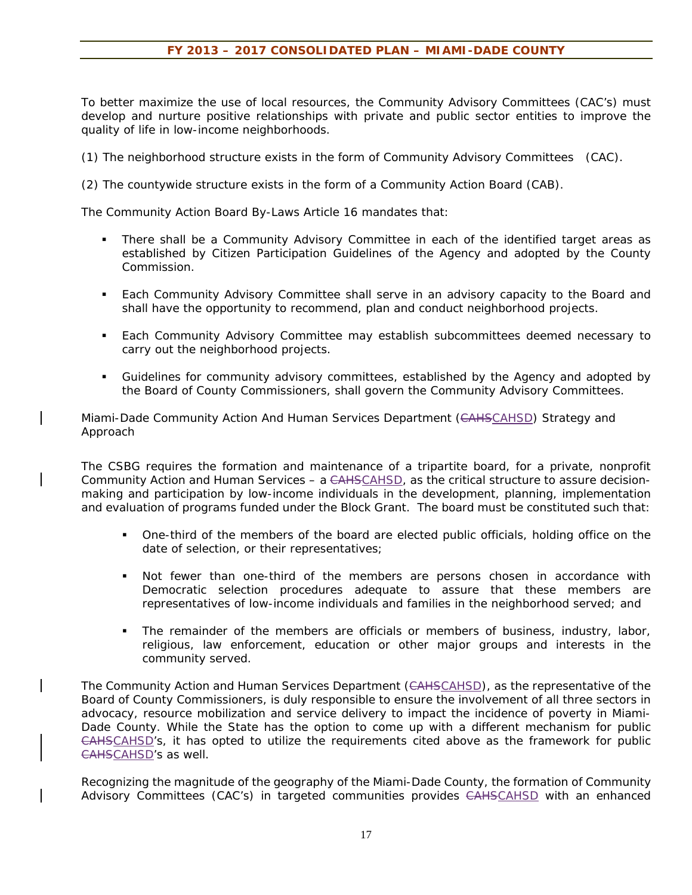To better maximize the use of local resources, the Community Advisory Committees (CAC's) must develop and nurture positive relationships with private and public sector entities to improve the quality of life in low-income neighborhoods.

(1) The neighborhood structure exists in the form of Community Advisory Committees (CAC).

(2) The countywide structure exists in the form of a Community Action Board (CAB).

The Community Action Board By-Laws Article 16 mandates that:

- There shall be a Community Advisory Committee in each of the identified target areas as established by Citizen Participation Guidelines of the Agency and adopted by the County Commission.
- Each Community Advisory Committee shall serve in an advisory capacity to the Board and shall have the opportunity to recommend, plan and conduct neighborhood projects.
- Each Community Advisory Committee may establish subcommittees deemed necessary to carry out the neighborhood projects.
- Guidelines for community advisory committees, established by the Agency and adopted by the Board of County Commissioners, shall govern the Community Advisory Committees.

Miami-Dade Community Action And Human Services Department (~~CAHS~~CAHSD) Strategy and Approach

The CSBG requires the formation and maintenance of a tripartite board, for a private, nonprofit Community Action and Human Services – a ~~CAHS~~CAHSD, as the critical structure to assure decision-making and participation by low-income individuals in the development, planning, implementation and evaluation of programs funded under the Block Grant. The board must be constituted such that:

- One-third of the members of the board are elected public officials, holding office on the date of selection, or their representatives;
- Not fewer than one-third of the members are persons chosen in accordance with Democratic selection procedures adequate to assure that these members are representatives of low-income individuals and families in the neighborhood served; and
- The remainder of the members are officials or members of business, industry, labor, religious, law enforcement, education or other major groups and interests in the community served.

The Community Action and Human Services Department (~~CAHS~~CAHSD), as the representative of the Board of County Commissioners, is duly responsible to ensure the involvement of all three sectors in advocacy, resource mobilization and service delivery to impact the incidence of poverty in Miami-Dade County. While the State has the option to come up with a different mechanism for public ~~CAHS~~CAHSD's, it has opted to utilize the requirements cited above as the framework for public ~~CAHS~~CAHSD's as well.

Recognizing the magnitude of the geography of the Miami-Dade County, the formation of Community Advisory Committees (CAC's) in targeted communities provides ~~CAHS~~CAHSD with an enhanced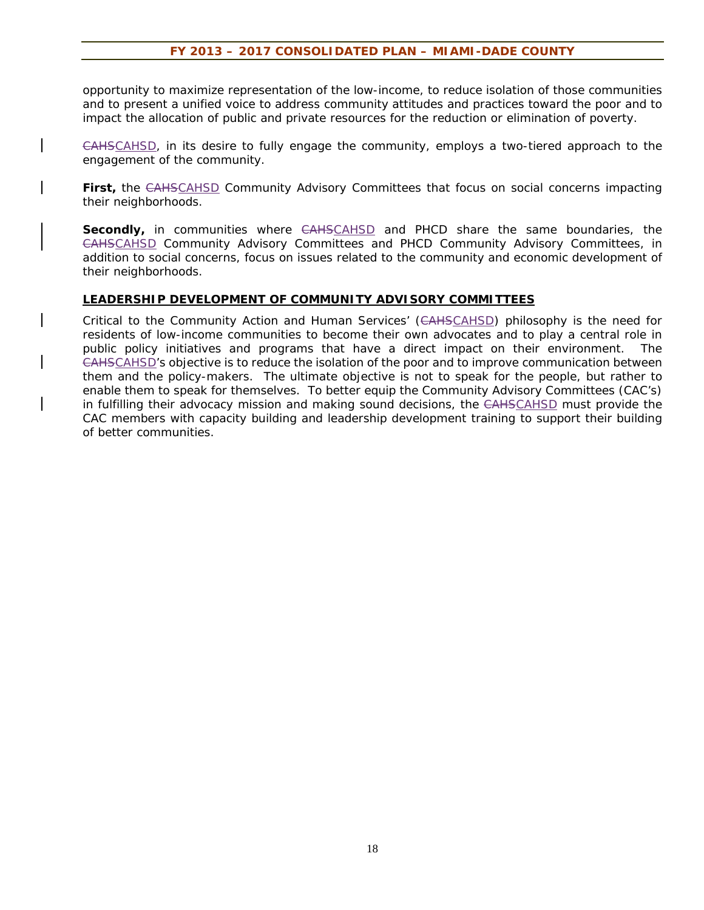opportunity to maximize representation of the low-income, to reduce isolation of those communities and to present a unified voice to address community attitudes and practices toward the poor and to impact the allocation of public and private resources for the reduction or elimination of poverty.

~~CAHS~~CAHSD, in its desire to fully engage the community, employs a two-tiered approach to the engagement of the community.

**First,** the ~~CAHS~~CAHSD Community Advisory Committees that focus on social concerns impacting their neighborhoods.

**Secondly,** in communities where ~~CAHS~~CAHSD and PHCD share the same boundaries, the ~~CAHS~~CAHSD Community Advisory Committees and PHCD Community Advisory Committees, in addition to social concerns, focus on issues related to the community and economic development of their neighborhoods.

## LEADERSHIP DEVELOPMENT OF COMMUNITY ADVISORY COMMITTEES

Critical to the Community Action and Human Services' (~~CAHS~~CAHSD) philosophy is the need for residents of low-income communities to become their own advocates and to play a central role in public policy initiatives and programs that have a direct impact on their environment. The ~~CAHS~~CAHSD's objective is to reduce the isolation of the poor and to improve communication between them and the policy-makers. The ultimate objective is not to speak for the people, but rather to enable them to speak for themselves. To better equip the Community Advisory Committees (CAC's) in fulfilling their advocacy mission and making sound decisions, the ~~CAHS~~CAHSD must provide the CAC members with capacity building and leadership development training to support their building of better communities.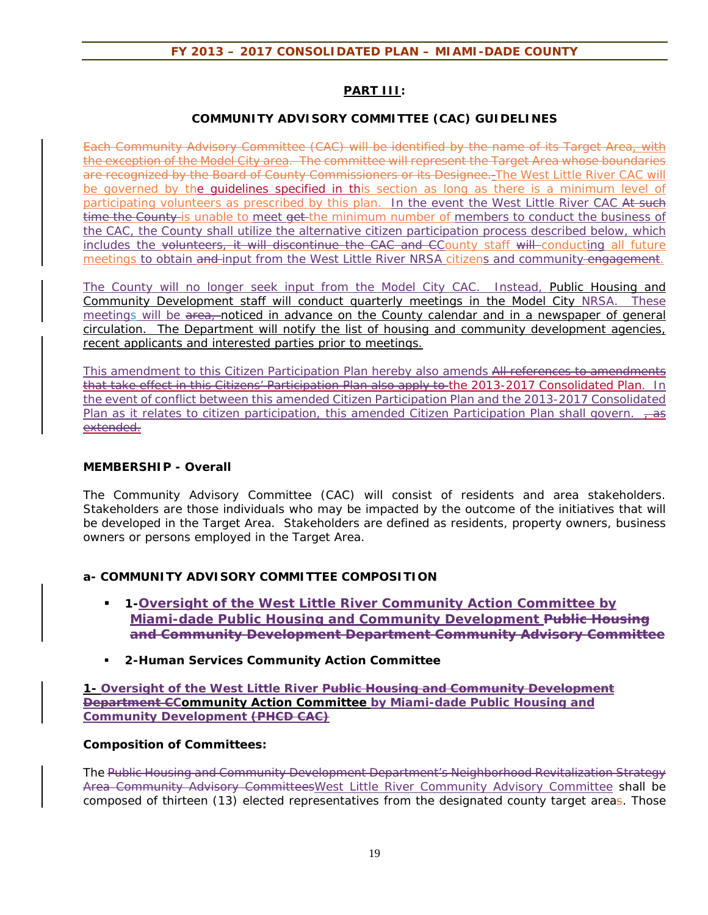## PART III:

### COMMUNITY ADVISORY COMMITTEE (CAC) GUIDELINES

~~Each Community Advisory Committee (CAC) will be identified by the name of its Target Area, with the exception of the Model City area. The committee will represent the Target Area whose boundaries are recognized by the Board of County Commissioners or its Designee.~~ The West Little River CAC will be governed by the guidelines specified in this section as long as there is a minimum level of participating volunteers as prescribed by this plan. In the event the West Little River CAC ~~At such time the County~~ is unable to meet ~~get~~ the minimum number of members to conduct the business of the CAC, the County shall utilize the alternative citizen participation process described below, which includes the ~~volunteers, it will discontinue the CAC and C~~County staff ~~will~~ conducting all future meetings to obtain ~~and~~ input from the West Little River NRSA citizens and community ~~engagement~~.

The County will no longer seek input from the Model City CAC. Instead, Public Housing and Community Development staff will conduct quarterly meetings in the Model City NRSA. These meetings will be ~~area,~~ noticed in advance on the County calendar and in a newspaper of general circulation. The Department will notify the list of housing and community development agencies, recent applicants and interested parties prior to meetings.

This amendment to this Citizen Participation Plan hereby also amends ~~All references to amendments that take effect in this Citizens' Participation Plan also apply to~~ the 2013-2017 Consolidated Plan. In the event of conflict between this amended Citizen Participation Plan and the 2013-2017 Consolidated Plan as it relates to citizen participation, this amended Citizen Participation Plan shall govern. ~~, as extended.~~

**MEMBERSHIP - Overall**

The Community Advisory Committee (CAC) will consist of residents and area stakeholders. Stakeholders are those individuals who may be impacted by the outcome of the initiatives that will be developed in the Target Area. Stakeholders are defined as residents, property owners, business owners or persons employed in the Target Area.

**a- COMMUNITY ADVISORY COMMITTEE COMPOSITION**

- **1-Oversight of the West Little River Community Action Committee by Miami-dade Public Housing and Community Development ~~Public Housing and Community Development Department Community Advisory Committee~~**
- **2-Human Services Community Action Committee**

**1- Oversight of the West Little River ~~Public Housing and Community Development Department C~~Community Action Committee by Miami-dade Public Housing and Community Development ~~(PHCD CAC)~~**

**Composition of Committees:**

The ~~Public Housing and Community Development Department's Neighborhood Revitalization Strategy Area Community Advisory Committees~~West Little River Community Advisory Committee shall be composed of thirteen (13) elected representatives from the designated county target areas. Those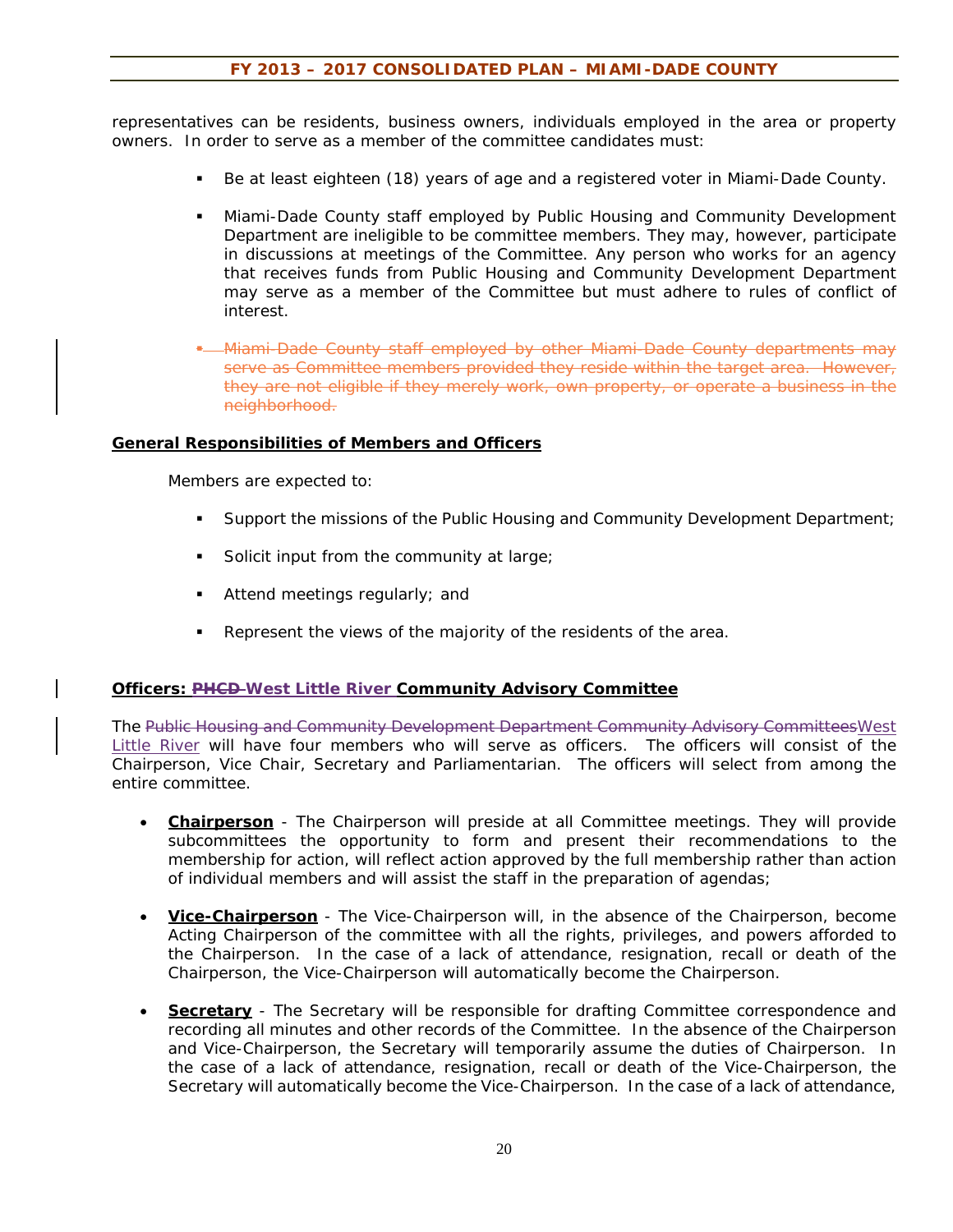representatives can be residents, business owners, individuals employed in the area or property owners. In order to serve as a member of the committee candidates must:

- Be at least eighteen (18) years of age and a registered voter in Miami-Dade County.
- Miami-Dade County staff employed by Public Housing and Community Development Department are ineligible to be committee members. They may, however, participate in discussions at meetings of the Committee. Any person who works for an agency that receives funds from Public Housing and Community Development Department may serve as a member of the Committee but must adhere to rules of conflict of interest.
- ~~Miami-Dade County staff employed by other Miami-Dade County departments may serve as Committee members provided they reside within the target area. However, they are not eligible if they merely work, own property, or operate a business in the neighborhood.~~

**General Responsibilities of Members and Officers**

Members are expected to:

- Support the missions of the Public Housing and Community Development Department;
- Solicit input from the community at large;
- Attend meetings regularly; and
- Represent the views of the majority of the residents of the area.

**Officers: ~~PHCD~~ West Little River Community Advisory Committee**

The ~~Public Housing and Community Development Department Community Advisory Committees~~West Little River will have four members who will serve as officers. The officers will consist of the Chairperson, Vice Chair, Secretary and Parliamentarian. The officers will select from among the entire committee.

- **Chairperson** - The Chairperson will preside at all Committee meetings. They will provide subcommittees the opportunity to form and present their recommendations to the membership for action, will reflect action approved by the full membership rather than action of individual members and will assist the staff in the preparation of agendas;
- **Vice-Chairperson** - The Vice-Chairperson will, in the absence of the Chairperson, become Acting Chairperson of the committee with all the rights, privileges, and powers afforded to the Chairperson. In the case of a lack of attendance, resignation, recall or death of the Chairperson, the Vice-Chairperson will automatically become the Chairperson.
- **Secretary** - The Secretary will be responsible for drafting Committee correspondence and recording all minutes and other records of the Committee. In the absence of the Chairperson and Vice-Chairperson, the Secretary will temporarily assume the duties of Chairperson. In the case of a lack of attendance, resignation, recall or death of the Vice-Chairperson, the Secretary will automatically become the Vice-Chairperson. In the case of a lack of attendance,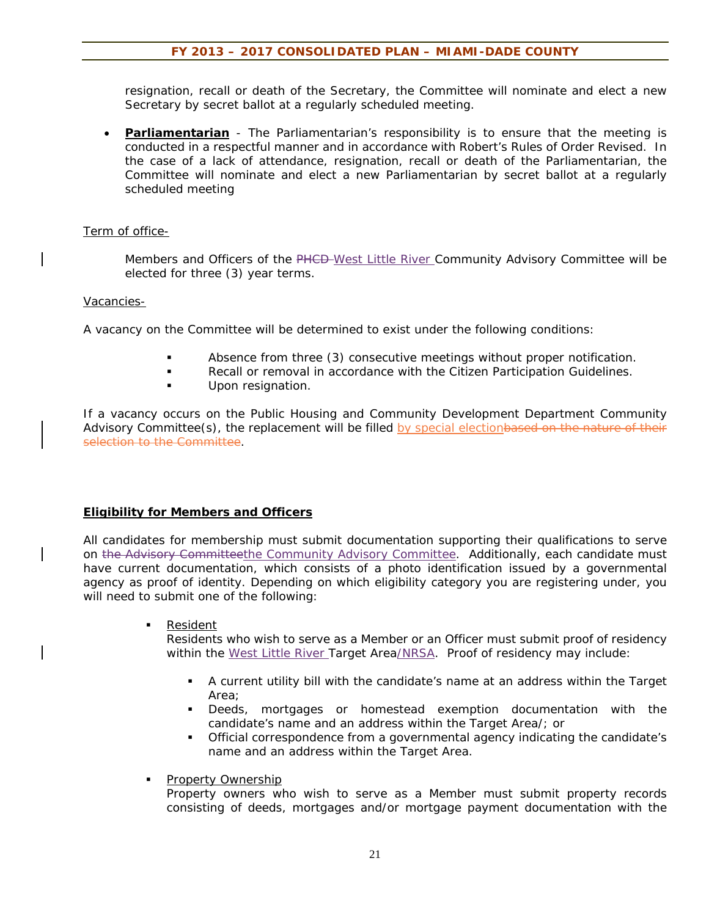resignation, recall or death of the Secretary, the Committee will nominate and elect a new Secretary by secret ballot at a regularly scheduled meeting.

- **Parliamentarian** - The Parliamentarian's responsibility is to ensure that the meeting is conducted in a respectful manner and in accordance with Robert's Rules of Order Revised. In the case of a lack of attendance, resignation, recall or death of the Parliamentarian, the Committee will nominate and elect a new Parliamentarian by secret ballot at a regularly scheduled meeting

Term of office-

Members and Officers of the ~~PHCD~~ West Little River Community Advisory Committee will be elected for three (3) year terms.

Vacancies-

A vacancy on the Committee will be determined to exist under the following conditions:

- Absence from three (3) consecutive meetings without proper notification.
- Recall or removal in accordance with the Citizen Participation Guidelines.
- Upon resignation.

If a vacancy occurs on the Public Housing and Community Development Department Community Advisory Committee(s), the replacement will be filled by special election~~based on the nature of their selection to the Committee~~.

**Eligibility for Members and Officers**

All candidates for membership must submit documentation supporting their qualifications to serve on ~~the Advisory Committee~~the Community Advisory Committee. Additionally, each candidate must have current documentation, which consists of a photo identification issued by a governmental agency as proof of identity. Depending on which eligibility category you are registering under, you will need to submit one of the following:

- Resident
  Residents who wish to serve as a Member or an Officer must submit proof of residency within the West Little River Target Area/NRSA. Proof of residency may include:
  - A current utility bill with the candidate's name at an address within the Target Area;
  - Deeds, mortgages or homestead exemption documentation with the candidate's name and an address within the Target Area/; or
  - Official correspondence from a governmental agency indicating the candidate's name and an address within the Target Area.

- Property Ownership
  Property owners who wish to serve as a Member must submit property records consisting of deeds, mortgages and/or mortgage payment documentation with the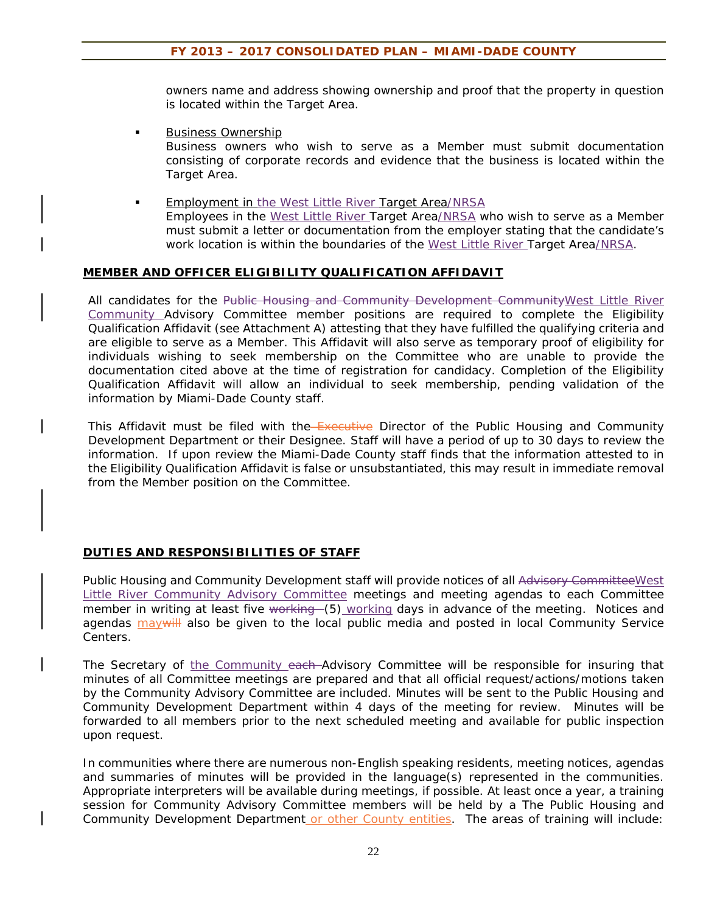owners name and address showing ownership and proof that the property in question is located within the Target Area.

- Business Ownership
  Business owners who wish to serve as a Member must submit documentation consisting of corporate records and evidence that the business is located within the Target Area.

- Employment in the West Little River Target Area/NRSA
  Employees in the West Little River Target Area/NRSA who wish to serve as a Member must submit a letter or documentation from the employer stating that the candidate's work location is within the boundaries of the West Little River Target Area/NRSA.

**MEMBER AND OFFICER ELIGIBILITY QUALIFICATION AFFIDAVIT**

All candidates for the ~~Public Housing and Community Development Community~~West Little River Community Advisory Committee member positions are required to complete the Eligibility Qualification Affidavit (see Attachment A) attesting that they have fulfilled the qualifying criteria and are eligible to serve as a Member. This Affidavit will also serve as temporary proof of eligibility for individuals wishing to seek membership on the Committee who are unable to provide the documentation cited above at the time of registration for candidacy. Completion of the Eligibility Qualification Affidavit will allow an individual to seek membership, pending validation of the information by Miami-Dade County staff.

This Affidavit must be filed with the ~~Executive~~ Director of the Public Housing and Community Development Department or their Designee. Staff will have a period of up to 30 days to review the information. If upon review the Miami-Dade County staff finds that the information attested to in the Eligibility Qualification Affidavit is false or unsubstantiated, this may result in immediate removal from the Member position on the Committee.

**DUTIES AND RESPONSIBILITIES OF STAFF**

Public Housing and Community Development staff will provide notices of all ~~Advisory Committee~~West Little River Community Advisory Committee meetings and meeting agendas to each Committee member in writing at least five ~~working~~ (5) working days in advance of the meeting. Notices and agendas may~~will~~ also be given to the local public media and posted in local Community Service Centers.

The Secretary of the Community ~~each~~ Advisory Committee will be responsible for insuring that minutes of all Committee meetings are prepared and that all official request/actions/motions taken by the Community Advisory Committee are included. Minutes will be sent to the Public Housing and Community Development Department within 4 days of the meeting for review. Minutes will be forwarded to all members prior to the next scheduled meeting and available for public inspection upon request.

In communities where there are numerous non-English speaking residents, meeting notices, agendas and summaries of minutes will be provided in the language(s) represented in the communities. Appropriate interpreters will be available during meetings, if possible. At least once a year, a training session for Community Advisory Committee members will be held by a The Public Housing and Community Development Department or other County entities. The areas of training will include: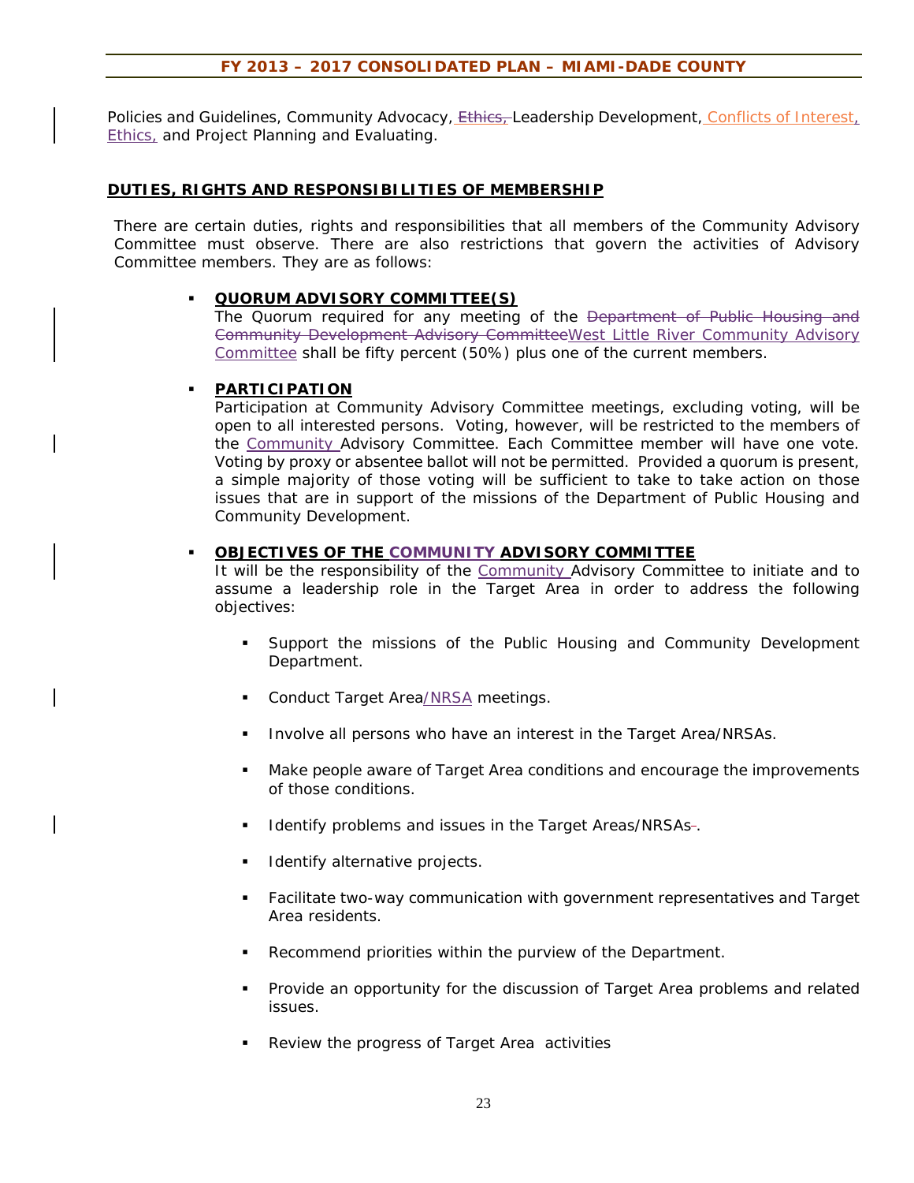Policies and Guidelines, Community Advocacy, ~~Ethics,~~ Leadership Development, Conflicts of Interest, Ethics, and Project Planning and Evaluating.

## DUTIES, RIGHTS AND RESPONSIBILITIES OF MEMBERSHIP

There are certain duties, rights and responsibilities that all members of the Community Advisory Committee must observe. There are also restrictions that govern the activities of Advisory Committee members. They are as follows:

- **QUORUM ADVISORY COMMITTEE(S)**
  The Quorum required for any meeting of the ~~Department of Public Housing and Community Development Advisory Committee~~West Little River Community Advisory Committee shall be fifty percent (50%) plus one of the current members.

- **PARTICIPATION**
  Participation at Community Advisory Committee meetings, excluding voting, will be open to all interested persons. Voting, however, will be restricted to the members of the Community Advisory Committee. Each Committee member will have one vote. Voting by proxy or absentee ballot will not be permitted. Provided a quorum is present, a simple majority of those voting will be sufficient to take to take action on those issues that are in support of the missions of the Department of Public Housing and Community Development.

- **OBJECTIVES OF THE COMMUNITY ADVISORY COMMITTEE**
  It will be the responsibility of the Community Advisory Committee to initiate and to assume a leadership role in the Target Area in order to address the following objectives:

  - Support the missions of the Public Housing and Community Development Department.
  - Conduct Target Area/NRSA meetings.
  - Involve all persons who have an interest in the Target Area/NRSAs.
  - Make people aware of Target Area conditions and encourage the improvements of those conditions.
  - Identify problems and issues in the Target Areas/NRSAs.
  - Identify alternative projects.
  - Facilitate two-way communication with government representatives and Target Area residents.
  - Recommend priorities within the purview of the Department.
  - Provide an opportunity for the discussion of Target Area problems and related issues.
  - Review the progress of Target Area activities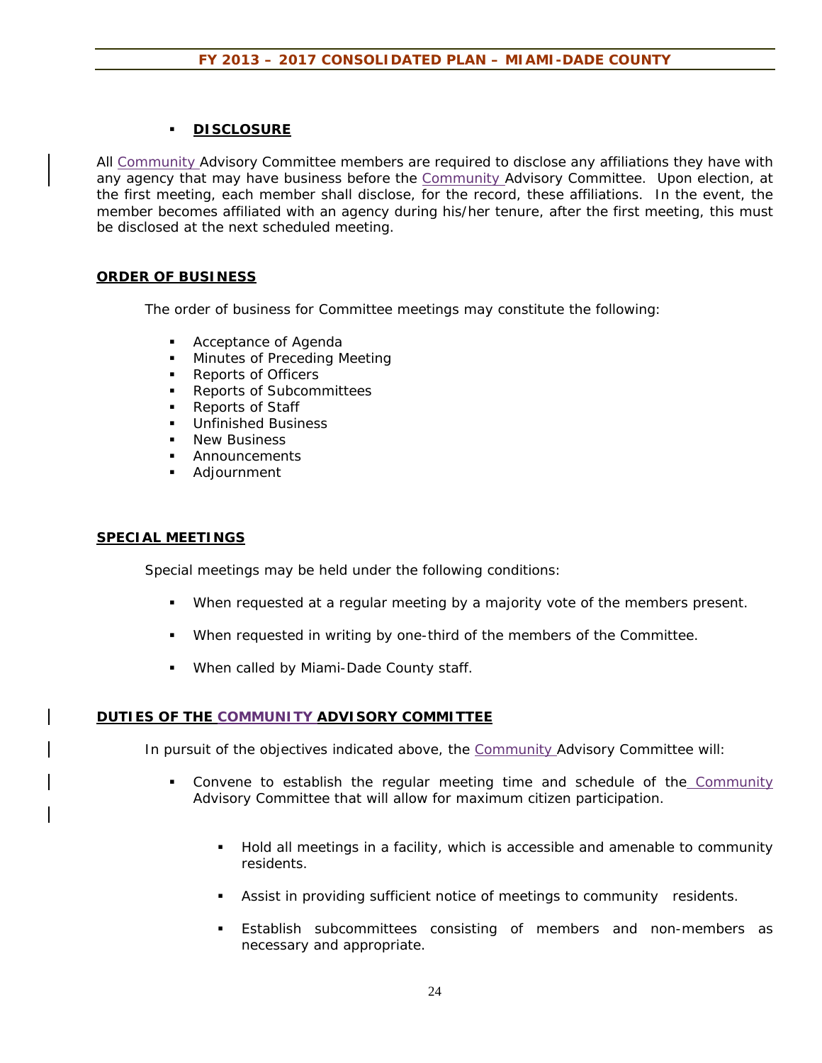- **DISCLOSURE**

All Community Advisory Committee members are required to disclose any affiliations they have with any agency that may have business before the Community Advisory Committee. Upon election, at the first meeting, each member shall disclose, for the record, these affiliations. In the event, the member becomes affiliated with an agency during his/her tenure, after the first meeting, this must be disclosed at the next scheduled meeting.

**ORDER OF BUSINESS**

The order of business for Committee meetings may constitute the following:

- Acceptance of Agenda
- Minutes of Preceding Meeting
- Reports of Officers
- Reports of Subcommittees
- Reports of Staff
- Unfinished Business
- New Business
- Announcements
- Adjournment

**SPECIAL MEETINGS**

Special meetings may be held under the following conditions:

- When requested at a regular meeting by a majority vote of the members present.
- When requested in writing by one-third of the members of the Committee.
- When called by Miami-Dade County staff.

**DUTIES OF THE COMMUNITY ADVISORY COMMITTEE**

In pursuit of the objectives indicated above, the Community Advisory Committee will:

- Convene to establish the regular meeting time and schedule of the Community Advisory Committee that will allow for maximum citizen participation.
  - Hold all meetings in a facility, which is accessible and amenable to community residents.
  - Assist in providing sufficient notice of meetings to community residents.
  - Establish subcommittees consisting of members and non-members as necessary and appropriate.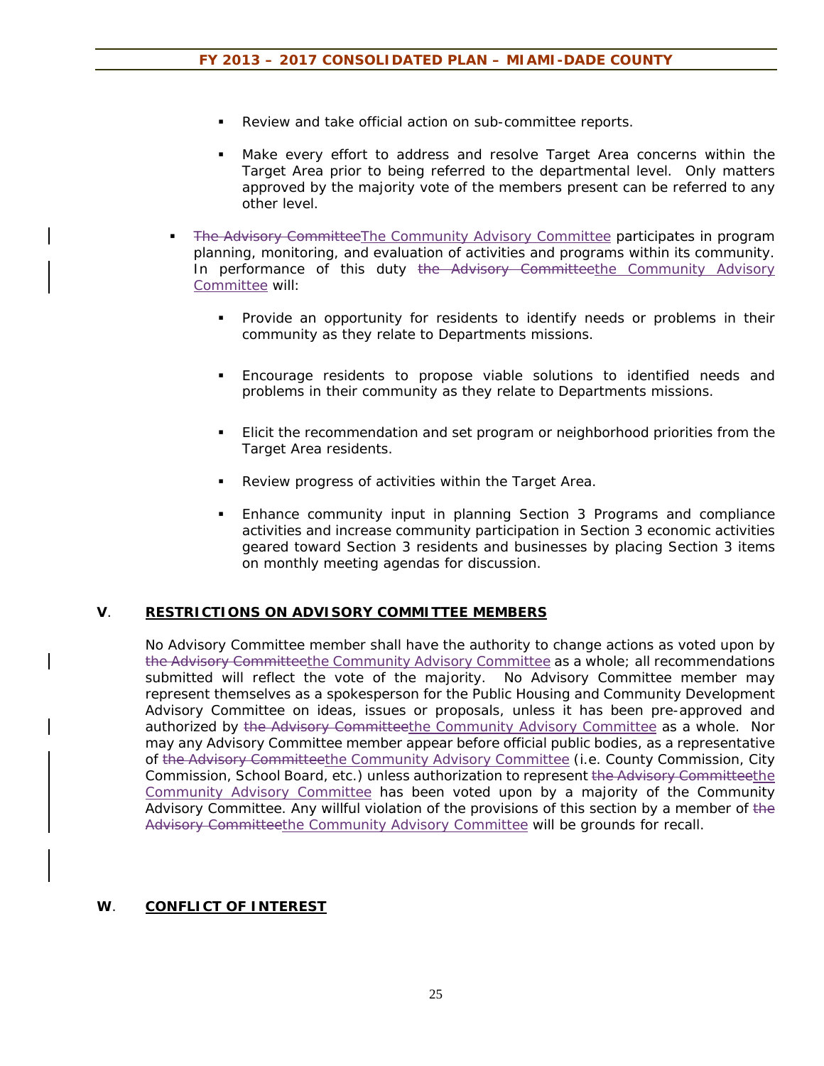- Review and take official action on sub-committee reports.

- Make every effort to address and resolve Target Area concerns within the Target Area prior to being referred to the departmental level. Only matters approved by the majority vote of the members present can be referred to any other level.

- ~~The Advisory Committee~~The Community Advisory Committee participates in program planning, monitoring, and evaluation of activities and programs within its community. In performance of this duty ~~the Advisory Committee~~the Community Advisory Committee will:

  - Provide an opportunity for residents to identify needs or problems in their community as they relate to Departments missions.

  - Encourage residents to propose viable solutions to identified needs and problems in their community as they relate to Departments missions.

  - Elicit the recommendation and set program or neighborhood priorities from the Target Area residents.

  - Review progress of activities within the Target Area.

  - Enhance community input in planning Section 3 Programs and compliance activities and increase community participation in Section 3 economic activities geared toward Section 3 residents and businesses by placing Section 3 items on monthly meeting agendas for discussion.

## V. RESTRICTIONS ON ADVISORY COMMITTEE MEMBERS

No Advisory Committee member shall have the authority to change actions as voted upon by ~~the Advisory Committee~~the Community Advisory Committee as a whole; all recommendations submitted will reflect the vote of the majority. No Advisory Committee member may represent themselves as a spokesperson for the Public Housing and Community Development Advisory Committee on ideas, issues or proposals, unless it has been pre-approved and authorized by ~~the Advisory Committee~~the Community Advisory Committee as a whole. Nor may any Advisory Committee member appear before official public bodies, as a representative of ~~the Advisory Committee~~the Community Advisory Committee (i.e. County Commission, City Commission, School Board, etc.) unless authorization to represent ~~the Advisory Committee~~the Community Advisory Committee has been voted upon by a majority of the Community Advisory Committee. Any willful violation of the provisions of this section by a member of ~~the Advisory Committee~~the Community Advisory Committee will be grounds for recall.

## W. CONFLICT OF INTEREST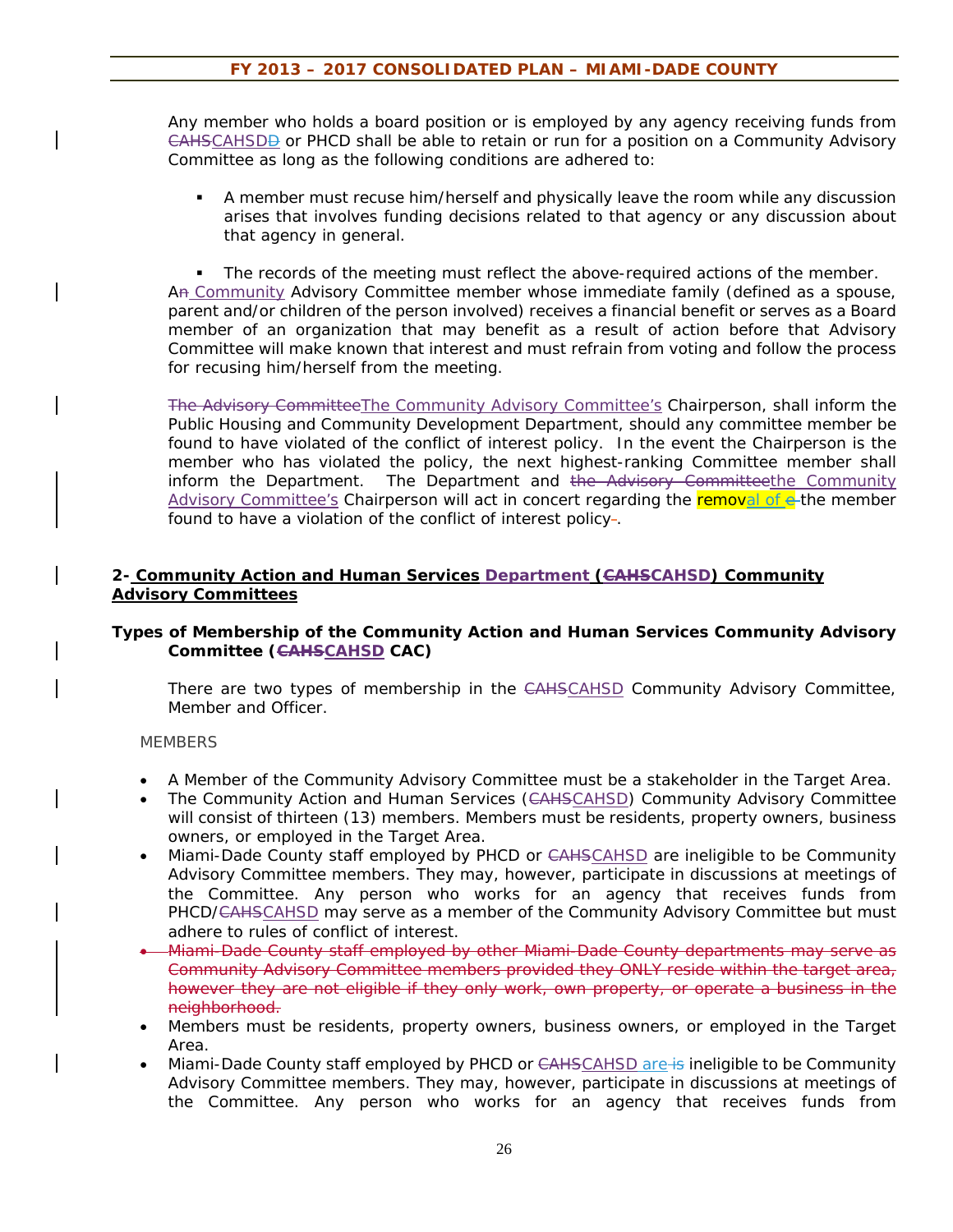Any member who holds a board position or is employed by any agency receiving funds from ~~CAHS~~CAHSD~~D~~ or PHCD shall be able to retain or run for a position on a Community Advisory Committee as long as the following conditions are adhered to:

- A member must recuse him/herself and physically leave the room while any discussion arises that involves funding decisions related to that agency or any discussion about that agency in general.
- The records of the meeting must reflect the above-required actions of the member.

A~~n~~ Community Advisory Committee member whose immediate family (defined as a spouse, parent and/or children of the person involved) receives a financial benefit or serves as a Board member of an organization that may benefit as a result of action before that Advisory Committee will make known that interest and must refrain from voting and follow the process for recusing him/herself from the meeting.

~~The Advisory Committee~~The Community Advisory Committee's Chairperson, shall inform the Public Housing and Community Development Department, should any committee member be found to have violated of the conflict of interest policy. In the event the Chairperson is the member who has violated the policy, the next highest-ranking Committee member shall inform the Department. The Department and ~~the Advisory Committee~~the Community Advisory Committee's Chairperson will act in concert regarding the removal of ~~e~~ the member found to have a violation of the conflict of interest policy~~-~~.

**2- Community Action and Human Services Department (~~CAHS~~CAHSD) Community Advisory Committees**

**Types of Membership of the Community Action and Human Services Community Advisory Committee (~~CAHS~~CAHSD CAC)**

There are two types of membership in the ~~CAHS~~CAHSD Community Advisory Committee, Member and Officer.

MEMBERS

- A Member of the Community Advisory Committee must be a stakeholder in the Target Area.
- The Community Action and Human Services (~~CAHS~~CAHSD) Community Advisory Committee will consist of thirteen (13) members. Members must be residents, property owners, business owners, or employed in the Target Area.
- Miami-Dade County staff employed by PHCD or ~~CAHS~~CAHSD are ineligible to be Community Advisory Committee members. They may, however, participate in discussions at meetings of the Committee. Any person who works for an agency that receives funds from PHCD/~~CAHS~~CAHSD may serve as a member of the Community Advisory Committee but must adhere to rules of conflict of interest.
- ~~Miami-Dade County staff employed by other Miami-Dade County departments may serve as Community Advisory Committee members provided they ONLY reside within the target area, however they are not eligible if they only work, own property, or operate a business in the neighborhood.~~
- Members must be residents, property owners, business owners, or employed in the Target Area.
- Miami-Dade County staff employed by PHCD or ~~CAHS~~CAHSD are ~~is~~ ineligible to be Community Advisory Committee members. They may, however, participate in discussions at meetings of the Committee. Any person who works for an agency that receives funds from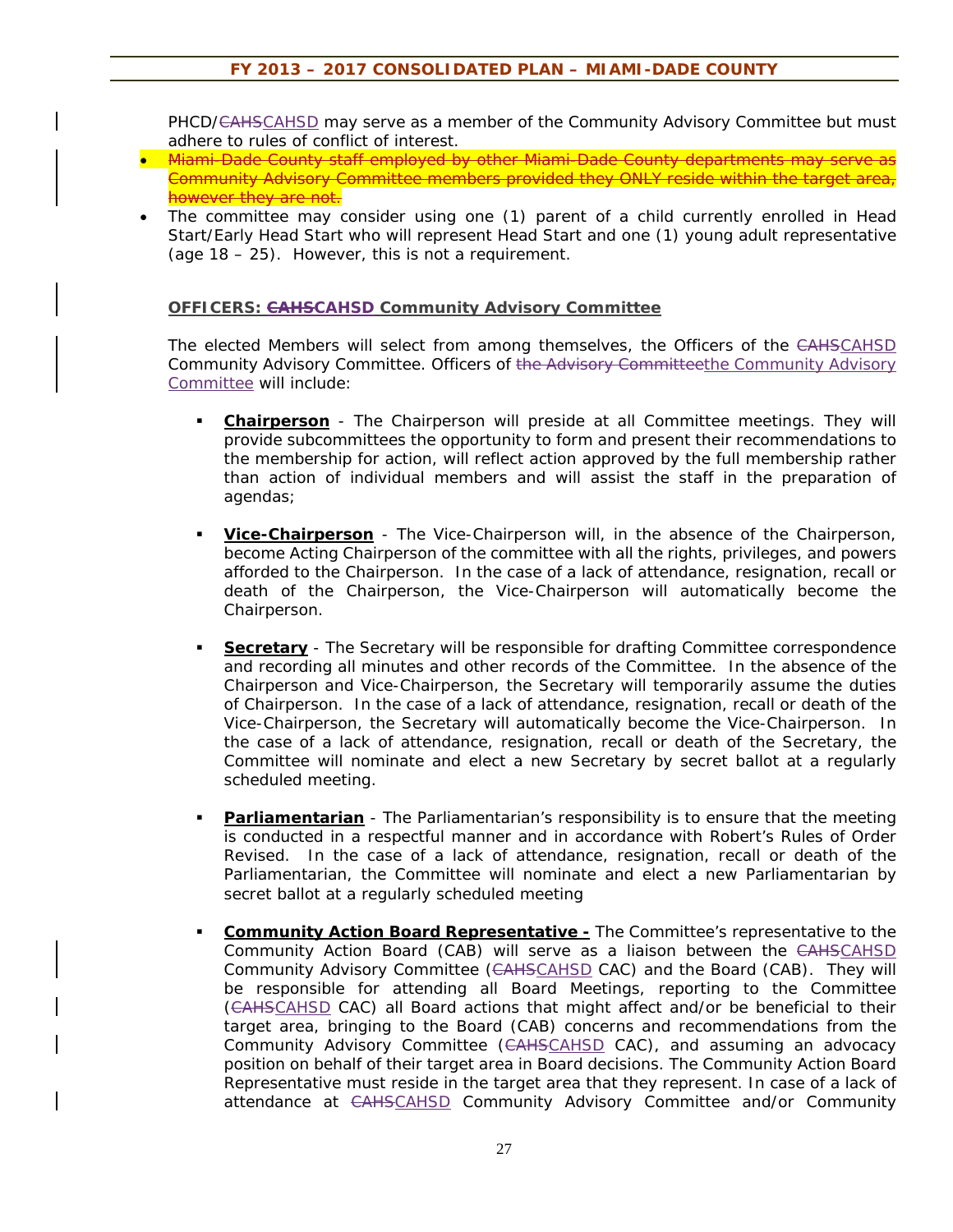PHCD/~~CAHS~~CAHSD may serve as a member of the Community Advisory Committee but must adhere to rules of conflict of interest.

- ~~Miami-Dade County staff employed by other Miami-Dade County departments may serve as Community Advisory Committee members provided they ONLY reside within the target area, however they are not.~~
- The committee may consider using one (1) parent of a child currently enrolled in Head Start/Early Head Start who will represent Head Start and one (1) young adult representative (age 18 – 25). However, this is not a requirement.

**OFFICERS: ~~CAHS~~CAHSD Community Advisory Committee**

The elected Members will select from among themselves, the Officers of the ~~CAHS~~CAHSD Community Advisory Committee. Officers of ~~the Advisory Committee~~the Community Advisory Committee will include:

- **Chairperson** - The Chairperson will preside at all Committee meetings. They will provide subcommittees the opportunity to form and present their recommendations to the membership for action, will reflect action approved by the full membership rather than action of individual members and will assist the staff in the preparation of agendas;

- **Vice-Chairperson** - The Vice-Chairperson will, in the absence of the Chairperson, become Acting Chairperson of the committee with all the rights, privileges, and powers afforded to the Chairperson. In the case of a lack of attendance, resignation, recall or death of the Chairperson, the Vice-Chairperson will automatically become the Chairperson.

- **Secretary** - The Secretary will be responsible for drafting Committee correspondence and recording all minutes and other records of the Committee. In the absence of the Chairperson and Vice-Chairperson, the Secretary will temporarily assume the duties of Chairperson. In the case of a lack of attendance, resignation, recall or death of the Vice-Chairperson, the Secretary will automatically become the Vice-Chairperson. In the case of a lack of attendance, resignation, recall or death of the Secretary, the Committee will nominate and elect a new Secretary by secret ballot at a regularly scheduled meeting.

- **Parliamentarian** - The Parliamentarian's responsibility is to ensure that the meeting is conducted in a respectful manner and in accordance with Robert's Rules of Order Revised. In the case of a lack of attendance, resignation, recall or death of the Parliamentarian, the Committee will nominate and elect a new Parliamentarian by secret ballot at a regularly scheduled meeting

- **Community Action Board Representative -** The Committee's representative to the Community Action Board (CAB) will serve as a liaison between the ~~CAHS~~CAHSD Community Advisory Committee (~~CAHS~~CAHSD CAC) and the Board (CAB). They will be responsible for attending all Board Meetings, reporting to the Committee (~~CAHS~~CAHSD CAC) all Board actions that might affect and/or be beneficial to their target area, bringing to the Board (CAB) concerns and recommendations from the Community Advisory Committee (~~CAHS~~CAHSD CAC), and assuming an advocacy position on behalf of their target area in Board decisions. The Community Action Board Representative must reside in the target area that they represent. In case of a lack of attendance at ~~CAHS~~CAHSD Community Advisory Committee and/or Community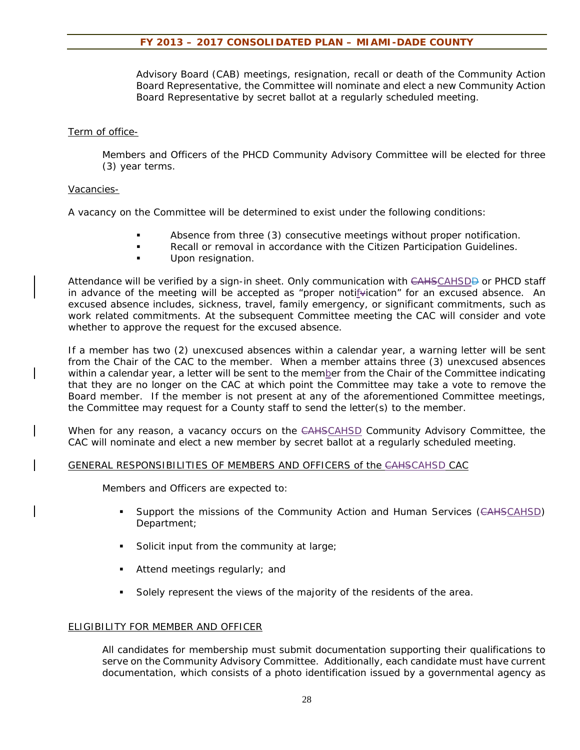Advisory Board (CAB) meetings, resignation, recall or death of the Community Action Board Representative, the Committee will nominate and elect a new Community Action Board Representative by secret ballot at a regularly scheduled meeting.

Term of office-

Members and Officers of the PHCD Community Advisory Committee will be elected for three (3) year terms.

Vacancies-

A vacancy on the Committee will be determined to exist under the following conditions:

- Absence from three (3) consecutive meetings without proper notification.
- Recall or removal in accordance with the Citizen Participation Guidelines.
- Upon resignation.

Attendance will be verified by a sign-in sheet. Only communication with ~~CAHS~~CAHSD~~D~~ or PHCD staff in advance of the meeting will be accepted as "proper notification" for an excused absence. An excused absence includes, sickness, travel, family emergency, or significant commitments, such as work related commitments. At the subsequent Committee meeting the CAC will consider and vote whether to approve the request for the excused absence.

If a member has two (2) unexcused absences within a calendar year, a warning letter will be sent from the Chair of the CAC to the member. When a member attains three (3) unexcused absences within a calendar year, a letter will be sent to the member from the Chair of the Committee indicating that they are no longer on the CAC at which point the Committee may take a vote to remove the Board member. If the member is not present at any of the aforementioned Committee meetings, the Committee may request for a County staff to send the letter(s) to the member.

When for any reason, a vacancy occurs on the ~~CAHS~~CAHSD Community Advisory Committee, the CAC will nominate and elect a new member by secret ballot at a regularly scheduled meeting.

GENERAL RESPONSIBILITIES OF MEMBERS AND OFFICERS of the ~~CAHS~~CAHSD CAC

Members and Officers are expected to:

- Support the missions of the Community Action and Human Services (~~CAHS~~CAHSD) Department;
- Solicit input from the community at large;
- Attend meetings regularly; and
- Solely represent the views of the majority of the residents of the area.

ELIGIBILITY FOR MEMBER AND OFFICER

All candidates for membership must submit documentation supporting their qualifications to serve on the Community Advisory Committee. Additionally, each candidate must have current documentation, which consists of a photo identification issued by a governmental agency as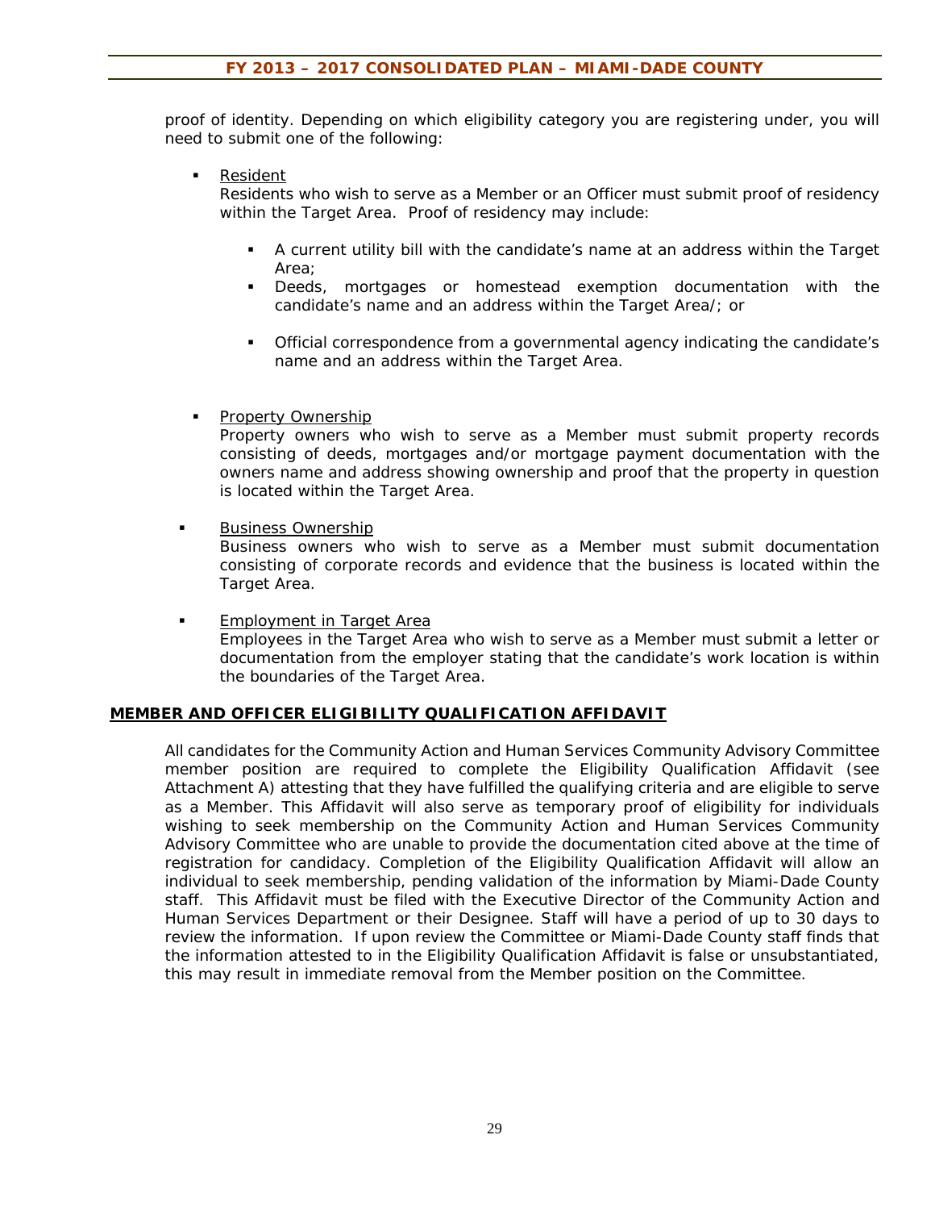proof of identity. Depending on which eligibility category you are registering under, you will need to submit one of the following:

- Resident
  Residents who wish to serve as a Member or an Officer must submit proof of residency within the Target Area. Proof of residency may include:

  - A current utility bill with the candidate's name at an address within the Target Area;
  - Deeds, mortgages or homestead exemption documentation with the candidate's name and an address within the Target Area/; or
  - Official correspondence from a governmental agency indicating the candidate's name and an address within the Target Area.

- Property Ownership
  Property owners who wish to serve as a Member must submit property records consisting of deeds, mortgages and/or mortgage payment documentation with the owners name and address showing ownership and proof that the property in question is located within the Target Area.

- Business Ownership
  Business owners who wish to serve as a Member must submit documentation consisting of corporate records and evidence that the business is located within the Target Area.

- Employment in Target Area
  Employees in the Target Area who wish to serve as a Member must submit a letter or documentation from the employer stating that the candidate's work location is within the boundaries of the Target Area.

## MEMBER AND OFFICER ELIGIBILITY QUALIFICATION AFFIDAVIT

All candidates for the Community Action and Human Services Community Advisory Committee member position are required to complete the Eligibility Qualification Affidavit (see Attachment A) attesting that they have fulfilled the qualifying criteria and are eligible to serve as a Member. This Affidavit will also serve as temporary proof of eligibility for individuals wishing to seek membership on the Community Action and Human Services Community Advisory Committee who are unable to provide the documentation cited above at the time of registration for candidacy. Completion of the Eligibility Qualification Affidavit will allow an individual to seek membership, pending validation of the information by Miami-Dade County staff. This Affidavit must be filed with the Executive Director of the Community Action and Human Services Department or their Designee. Staff will have a period of up to 30 days to review the information. If upon review the Committee or Miami-Dade County staff finds that the information attested to in the Eligibility Qualification Affidavit is false or unsubstantiated, this may result in immediate removal from the Member position on the Committee.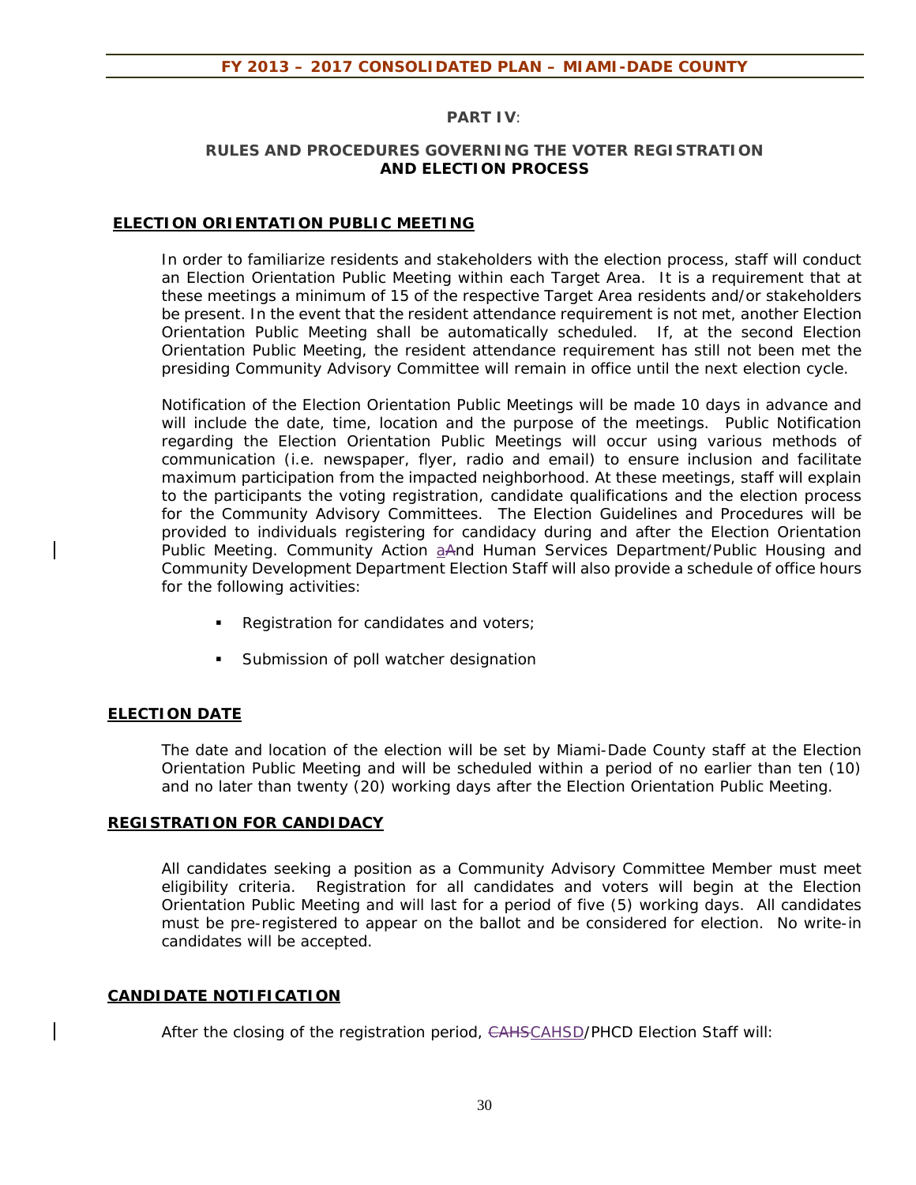## PART IV:

## RULES AND PROCEDURES GOVERNING THE VOTER REGISTRATION AND ELECTION PROCESS

### ELECTION ORIENTATION PUBLIC MEETING

In order to familiarize residents and stakeholders with the election process, staff will conduct an Election Orientation Public Meeting within each Target Area. It is a requirement that at these meetings a minimum of 15 of the respective Target Area residents and/or stakeholders be present. In the event that the resident attendance requirement is not met, another Election Orientation Public Meeting shall be automatically scheduled. If, at the second Election Orientation Public Meeting, the resident attendance requirement has still not been met the presiding Community Advisory Committee will remain in office until the next election cycle.

Notification of the Election Orientation Public Meetings will be made 10 days in advance and will include the date, time, location and the purpose of the meetings. Public Notification regarding the Election Orientation Public Meetings will occur using various methods of communication (i.e. newspaper, flyer, radio and email) to ensure inclusion and facilitate maximum participation from the impacted neighborhood. At these meetings, staff will explain to the participants the voting registration, candidate qualifications and the election process for the Community Advisory Committees. The Election Guidelines and Procedures will be provided to individuals registering for candidacy during and after the Election Orientation Public Meeting. Community Action ~~A~~and Human Services Department/Public Housing and Community Development Department Election Staff will also provide a schedule of office hours for the following activities:

- Registration for candidates and voters;
- Submission of poll watcher designation

### ELECTION DATE

The date and location of the election will be set by Miami-Dade County staff at the Election Orientation Public Meeting and will be scheduled within a period of no earlier than ten (10) and no later than twenty (20) working days after the Election Orientation Public Meeting.

### REGISTRATION FOR CANDIDACY

All candidates seeking a position as a Community Advisory Committee Member must meet eligibility criteria. Registration for all candidates and voters will begin at the Election Orientation Public Meeting and will last for a period of five (5) working days. All candidates must be pre-registered to appear on the ballot and be considered for election. No write-in candidates will be accepted.

### CANDIDATE NOTIFICATION

After the closing of the registration period, ~~CAHS~~CAHSD/PHCD Election Staff will: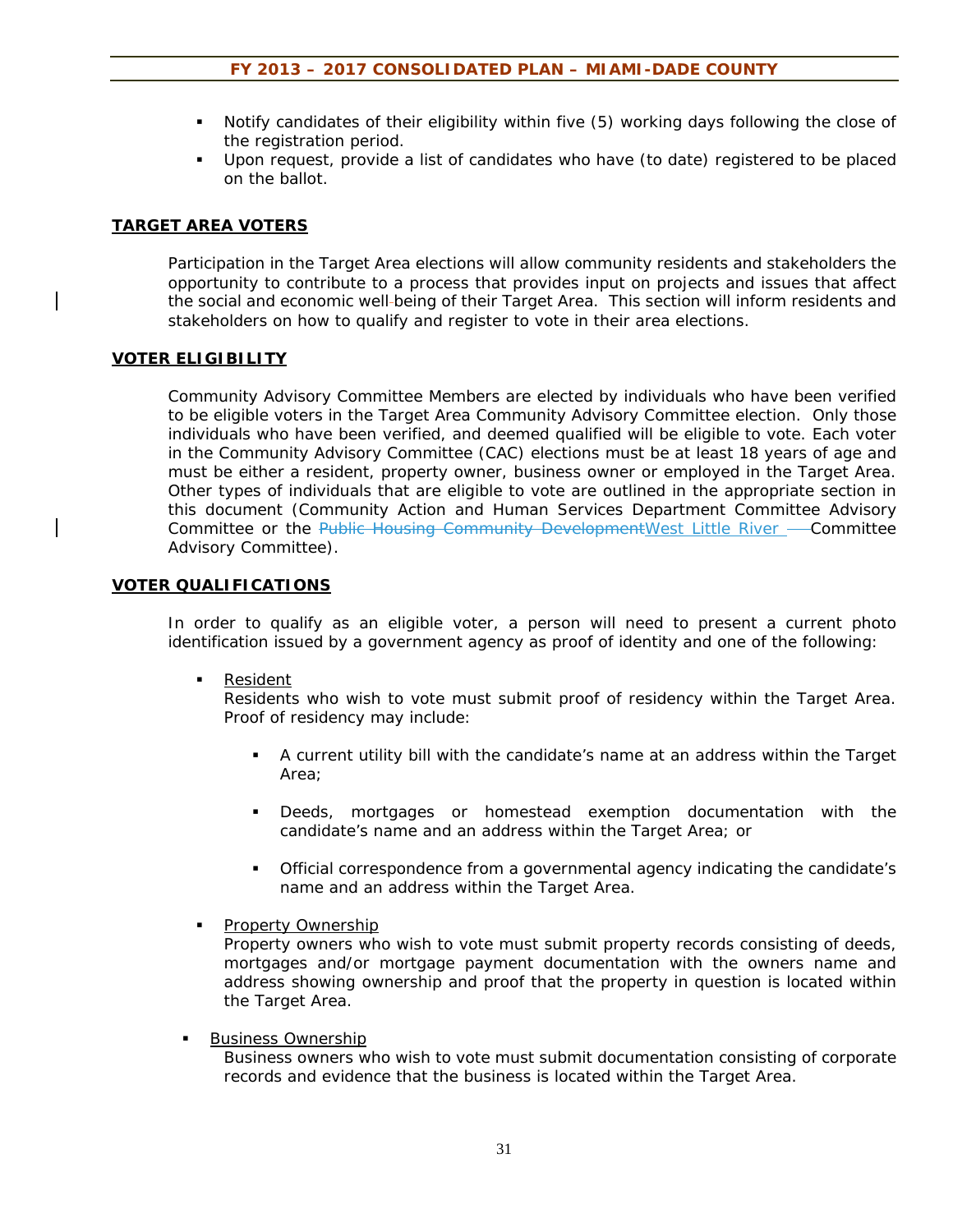- Notify candidates of their eligibility within five (5) working days following the close of the registration period.
- Upon request, provide a list of candidates who have (to date) registered to be placed on the ballot.

## TARGET AREA VOTERS

Participation in the Target Area elections will allow community residents and stakeholders the opportunity to contribute to a process that provides input on projects and issues that affect the social and economic well-being of their Target Area. This section will inform residents and stakeholders on how to qualify and register to vote in their area elections.

## VOTER ELIGIBILITY

Community Advisory Committee Members are elected by individuals who have been verified to be eligible voters in the Target Area Community Advisory Committee election. Only those individuals who have been verified, and deemed qualified will be eligible to vote. Each voter in the Community Advisory Committee (CAC) elections must be at least 18 years of age and must be either a resident, property owner, business owner or employed in the Target Area. Other types of individuals that are eligible to vote are outlined in the appropriate section in this document (Community Action and Human Services Department Committee Advisory Committee or the ~~Public Housing Community Development~~West Little River Committee Advisory Committee).

## VOTER QUALIFICATIONS

In order to qualify as an eligible voter, a person will need to present a current photo identification issued by a government agency as proof of identity and one of the following:

- Resident
  Residents who wish to vote must submit proof of residency within the Target Area. Proof of residency may include:
  - A current utility bill with the candidate's name at an address within the Target Area;
  - Deeds, mortgages or homestead exemption documentation with the candidate's name and an address within the Target Area; or
  - Official correspondence from a governmental agency indicating the candidate's name and an address within the Target Area.
- Property Ownership
  Property owners who wish to vote must submit property records consisting of deeds, mortgages and/or mortgage payment documentation with the owners name and address showing ownership and proof that the property in question is located within the Target Area.
- Business Ownership
  Business owners who wish to vote must submit documentation consisting of corporate records and evidence that the business is located within the Target Area.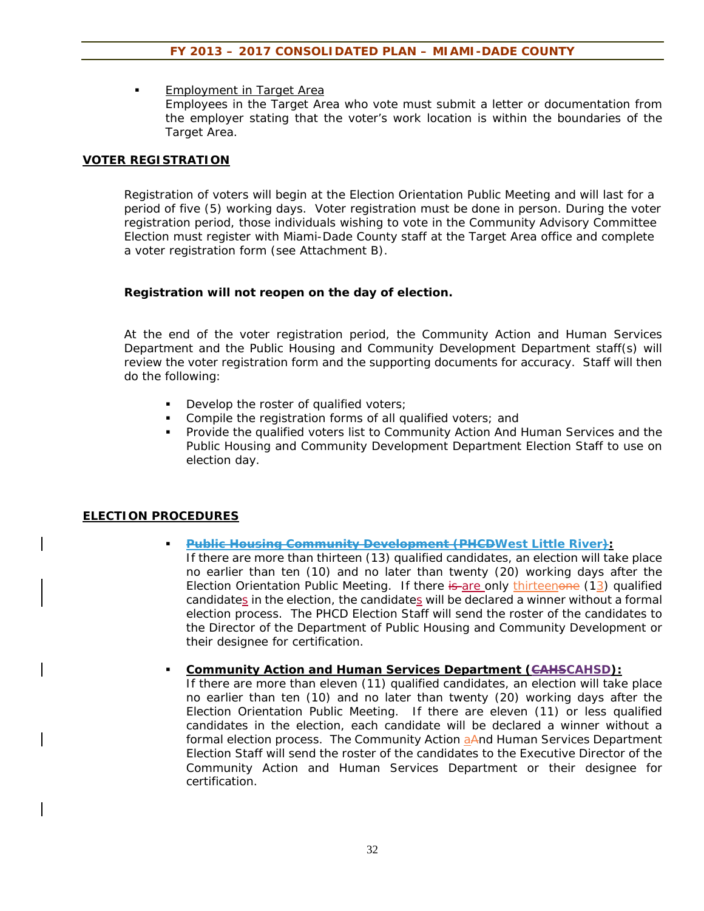- Employment in Target Area
  Employees in the Target Area who vote must submit a letter or documentation from the employer stating that the voter's work location is within the boundaries of the Target Area.

## VOTER REGISTRATION

Registration of voters will begin at the Election Orientation Public Meeting and will last for a period of five (5) working days. Voter registration must be done in person. During the voter registration period, those individuals wishing to vote in the Community Advisory Committee Election must register with Miami-Dade County staff at the Target Area office and complete a voter registration form (see Attachment B).

**Registration will not reopen on the day of election.**

At the end of the voter registration period, the Community Action and Human Services Department and the Public Housing and Community Development Department staff(s) will review the voter registration form and the supporting documents for accuracy. Staff will then do the following:

- Develop the roster of qualified voters;
- Compile the registration forms of all qualified voters; and
- Provide the qualified voters list to Community Action And Human Services and the Public Housing and Community Development Department Election Staff to use on election day.

## ELECTION PROCEDURES

- **~~Public Housing Community Development (PHCD~~West Little River~~)~~:**
  If there are more than thirteen (13) qualified candidates, an election will take place no earlier than ten (10) and no later than twenty (20) working days after the Election Orientation Public Meeting. If there ~~is~~ are only thirteen~~one~~ (13) qualified candidates in the election, the candidates will be declared a winner without a formal election process. The PHCD Election Staff will send the roster of the candidates to the Director of the Department of Public Housing and Community Development or their designee for certification.

- **Community Action and Human Services Department (~~CAHS~~CAHSD):**
  If there are more than eleven (11) qualified candidates, an election will take place no earlier than ten (10) and no later than twenty (20) working days after the Election Orientation Public Meeting. If there are eleven (11) or less qualified candidates in the election, each candidate will be declared a winner without a formal election process. The Community Action a~~A~~nd Human Services Department Election Staff will send the roster of the candidates to the Executive Director of the Community Action and Human Services Department or their designee for certification.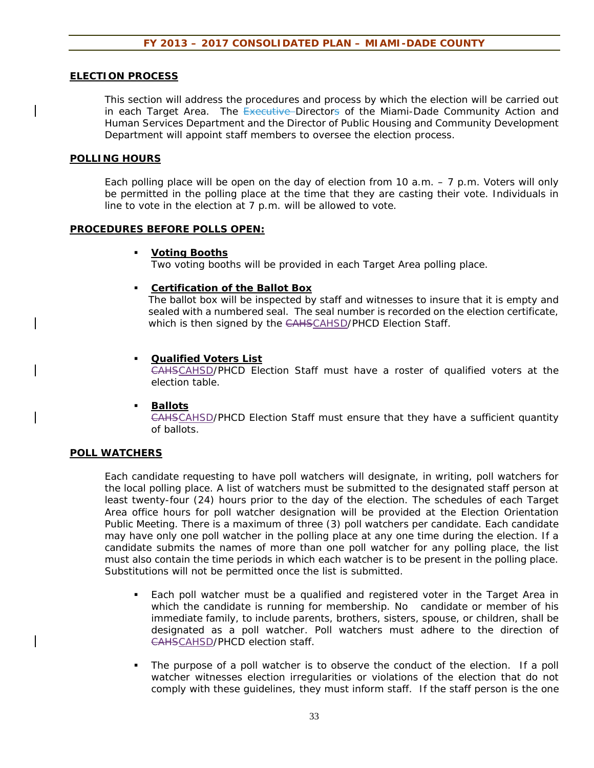## ELECTION PROCESS

This section will address the procedures and process by which the election will be carried out in each Target Area. The ~~Executive~~ Directors of the Miami-Dade Community Action and Human Services Department and the Director of Public Housing and Community Development Department will appoint staff members to oversee the election process.

## POLLING HOURS

Each polling place will be open on the day of election from 10 a.m. – 7 p.m. Voters will only be permitted in the polling place at the time that they are casting their vote. Individuals in line to vote in the election at 7 p.m. will be allowed to vote.

## PROCEDURES BEFORE POLLS OPEN:

- **Voting Booths**
  Two voting booths will be provided in each Target Area polling place.

- **Certification of the Ballot Box**
  The ballot box will be inspected by staff and witnesses to insure that it is empty and sealed with a numbered seal. The seal number is recorded on the election certificate, which is then signed by the ~~CAHS~~CAHSD/PHCD Election Staff.

- **Qualified Voters List**
  ~~CAHS~~CAHSD/PHCD Election Staff must have a roster of qualified voters at the election table.

- **Ballots**
  ~~CAHS~~CAHSD/PHCD Election Staff must ensure that they have a sufficient quantity of ballots.

## POLL WATCHERS

Each candidate requesting to have poll watchers will designate, in writing, poll watchers for the local polling place. A list of watchers must be submitted to the designated staff person at least twenty-four (24) hours prior to the day of the election. The schedules of each Target Area office hours for poll watcher designation will be provided at the Election Orientation Public Meeting. There is a maximum of three (3) poll watchers per candidate. Each candidate may have only one poll watcher in the polling place at any one time during the election. If a candidate submits the names of more than one poll watcher for any polling place, the list must also contain the time periods in which each watcher is to be present in the polling place. Substitutions will not be permitted once the list is submitted.

- Each poll watcher must be a qualified and registered voter in the Target Area in which the candidate is running for membership. No candidate or member of his immediate family, to include parents, brothers, sisters, spouse, or children, shall be designated as a poll watcher. Poll watchers must adhere to the direction of ~~CAHS~~CAHSD/PHCD election staff.

- The purpose of a poll watcher is to observe the conduct of the election. If a poll watcher witnesses election irregularities or violations of the election that do not comply with these guidelines, they must inform staff. If the staff person is the one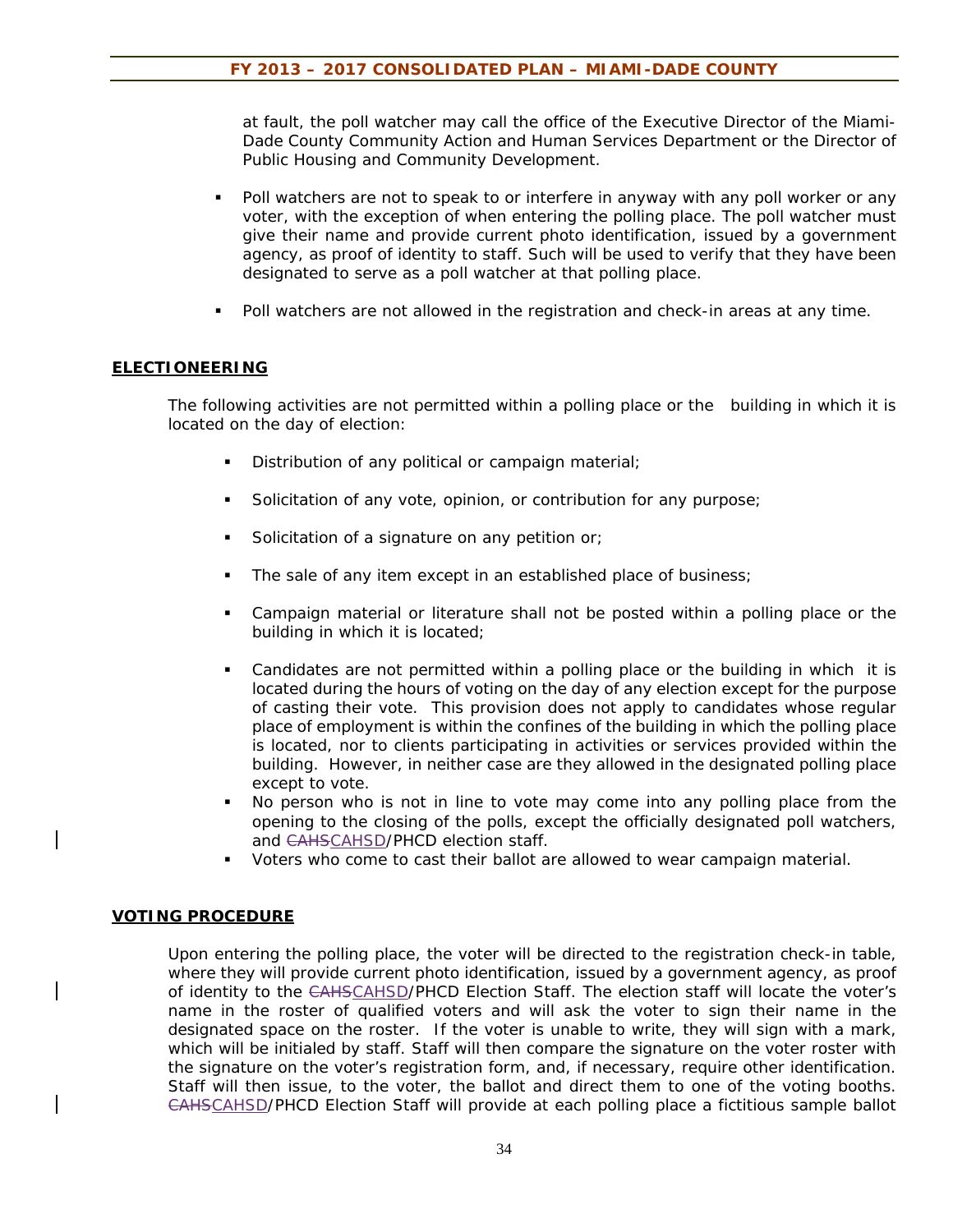at fault, the poll watcher may call the office of the Executive Director of the Miami-Dade County Community Action and Human Services Department or the Director of Public Housing and Community Development.

- Poll watchers are not to speak to or interfere in anyway with any poll worker or any voter, with the exception of when entering the polling place. The poll watcher must give their name and provide current photo identification, issued by a government agency, as proof of identity to staff. Such will be used to verify that they have been designated to serve as a poll watcher at that polling place.
- Poll watchers are not allowed in the registration and check-in areas at any time.

## ELECTIONEERING

The following activities are not permitted within a polling place or the building in which it is located on the day of election:

- Distribution of any political or campaign material;
- Solicitation of any vote, opinion, or contribution for any purpose;
- Solicitation of a signature on any petition or;
- The sale of any item except in an established place of business;
- Campaign material or literature shall not be posted within a polling place or the building in which it is located;
- Candidates are not permitted within a polling place or the building in which it is located during the hours of voting on the day of any election except for the purpose of casting their vote. This provision does not apply to candidates whose regular place of employment is within the confines of the building in which the polling place is located, nor to clients participating in activities or services provided within the building. However, in neither case are they allowed in the designated polling place except to vote.
- No person who is not in line to vote may come into any polling place from the opening to the closing of the polls, except the officially designated poll watchers, and ~~CAHS~~CAHSD/PHCD election staff.
- Voters who come to cast their ballot are allowed to wear campaign material.

## VOTING PROCEDURE

Upon entering the polling place, the voter will be directed to the registration check-in table, where they will provide current photo identification, issued by a government agency, as proof of identity to the ~~CAHS~~CAHSD/PHCD Election Staff. The election staff will locate the voter's name in the roster of qualified voters and will ask the voter to sign their name in the designated space on the roster. If the voter is unable to write, they will sign with a mark, which will be initialed by staff. Staff will then compare the signature on the voter roster with the signature on the voter's registration form, and, if necessary, require other identification. Staff will then issue, to the voter, the ballot and direct them to one of the voting booths. ~~CAHS~~CAHSD/PHCD Election Staff will provide at each polling place a fictitious sample ballot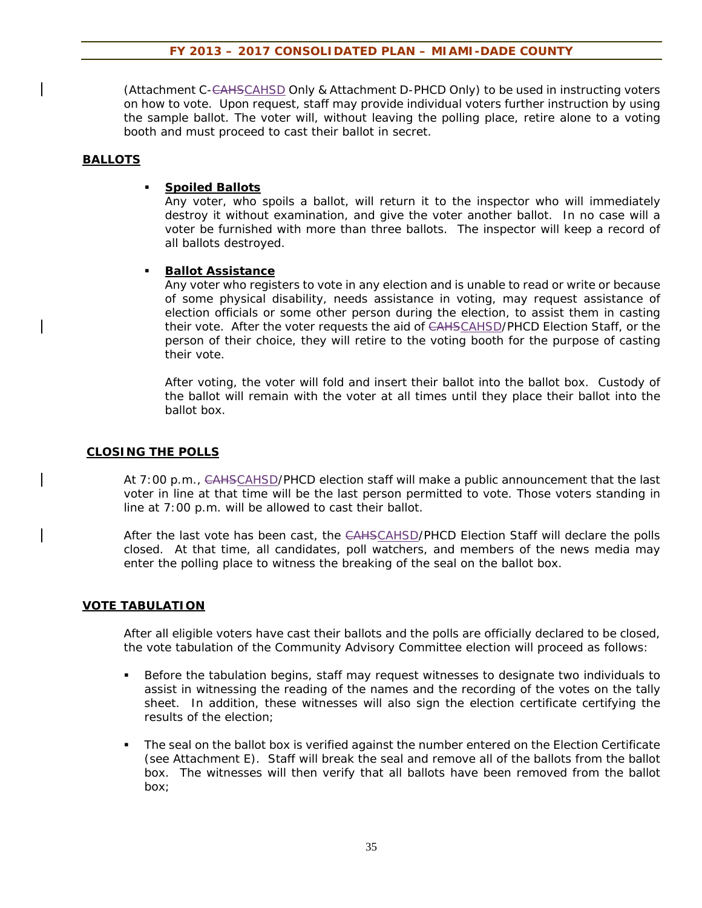(Attachment C-~~CAHS~~CAHSD Only & Attachment D-PHCD Only) to be used in instructing voters on how to vote. Upon request, staff may provide individual voters further instruction by using the sample ballot. The voter will, without leaving the polling place, retire alone to a voting booth and must proceed to cast their ballot in secret.

## BALLOTS

- **Spoiled Ballots**

  Any voter, who spoils a ballot, will return it to the inspector who will immediately destroy it without examination, and give the voter another ballot. In no case will a voter be furnished with more than three ballots. The inspector will keep a record of all ballots destroyed.

- **Ballot Assistance**

  Any voter who registers to vote in any election and is unable to read or write or because of some physical disability, needs assistance in voting, may request assistance of election officials or some other person during the election, to assist them in casting their vote. After the voter requests the aid of ~~CAHS~~CAHSD/PHCD Election Staff, or the person of their choice, they will retire to the voting booth for the purpose of casting their vote.

  After voting, the voter will fold and insert their ballot into the ballot box. Custody of the ballot will remain with the voter at all times until they place their ballot into the ballot box.

## CLOSING THE POLLS

At 7:00 p.m., ~~CAHS~~CAHSD/PHCD election staff will make a public announcement that the last voter in line at that time will be the last person permitted to vote. Those voters standing in line at 7:00 p.m. will be allowed to cast their ballot.

After the last vote has been cast, the ~~CAHS~~CAHSD/PHCD Election Staff will declare the polls closed. At that time, all candidates, poll watchers, and members of the news media may enter the polling place to witness the breaking of the seal on the ballot box.

## VOTE TABULATION

After all eligible voters have cast their ballots and the polls are officially declared to be closed, the vote tabulation of the Community Advisory Committee election will proceed as follows:

- Before the tabulation begins, staff may request witnesses to designate two individuals to assist in witnessing the reading of the names and the recording of the votes on the tally sheet. In addition, these witnesses will also sign the election certificate certifying the results of the election;
- The seal on the ballot box is verified against the number entered on the Election Certificate (see Attachment E). Staff will break the seal and remove all of the ballots from the ballot box. The witnesses will then verify that all ballots have been removed from the ballot box;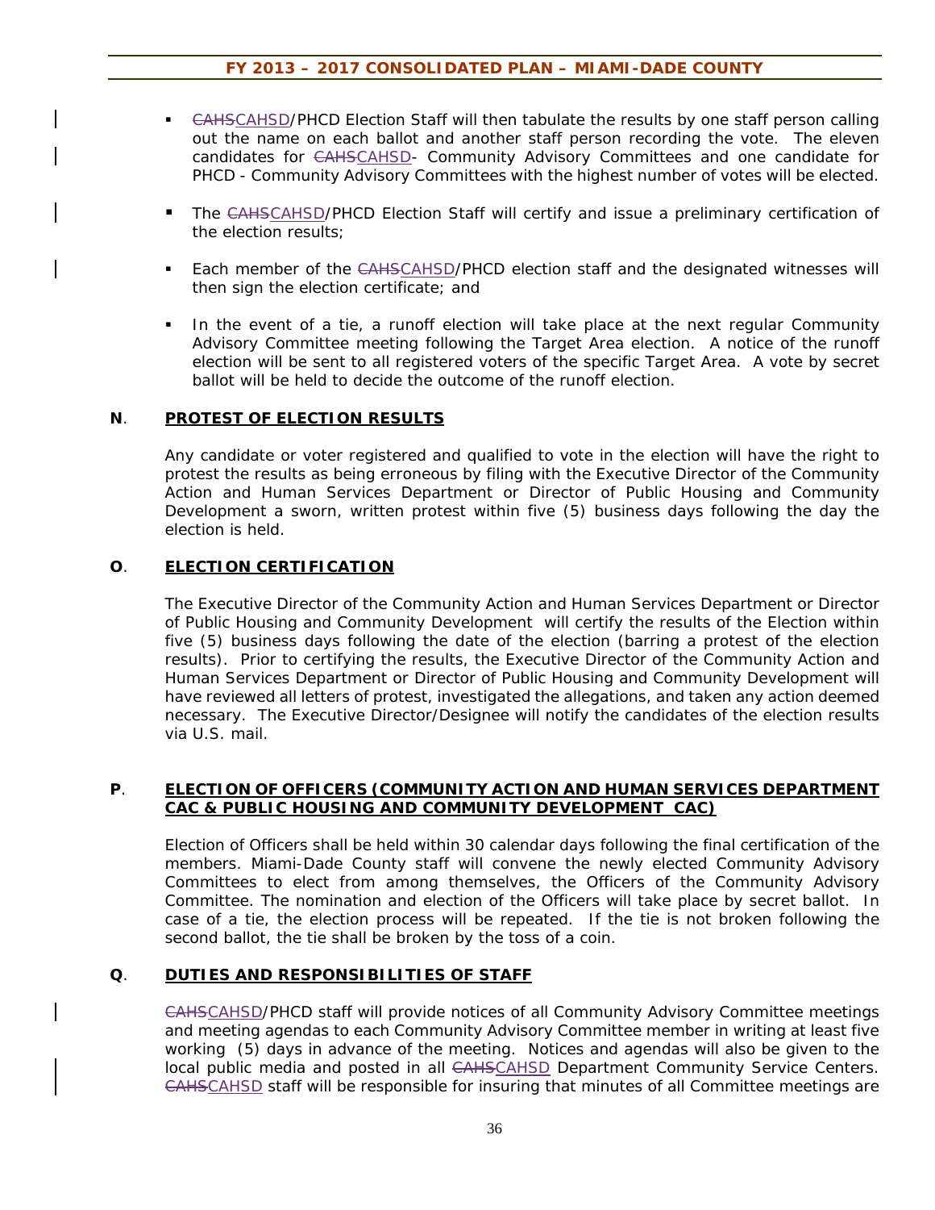- ~~CAHS~~CAHSD/PHCD Election Staff will then tabulate the results by one staff person calling out the name on each ballot and another staff person recording the vote. The eleven candidates for ~~CAHS~~CAHSD- Community Advisory Committees and one candidate for PHCD - Community Advisory Committees with the highest number of votes will be elected.

- The ~~CAHS~~CAHSD/PHCD Election Staff will certify and issue a preliminary certification of the election results;

- Each member of the ~~CAHS~~CAHSD/PHCD election staff and the designated witnesses will then sign the election certificate; and

- In the event of a tie, a runoff election will take place at the next regular Community Advisory Committee meeting following the Target Area election. A notice of the runoff election will be sent to all registered voters of the specific Target Area. A vote by secret ballot will be held to decide the outcome of the runoff election.

**N**. **PROTEST OF ELECTION RESULTS**

Any candidate or voter registered and qualified to vote in the election will have the right to protest the results as being erroneous by filing with the Executive Director of the Community Action and Human Services Department or Director of Public Housing and Community Development a sworn, written protest within five (5) business days following the day the election is held.

**O**. **ELECTION CERTIFICATION**

The Executive Director of the Community Action and Human Services Department or Director of Public Housing and Community Development will certify the results of the Election within five (5) business days following the date of the election (barring a protest of the election results). Prior to certifying the results, the Executive Director of the Community Action and Human Services Department or Director of Public Housing and Community Development will have reviewed all letters of protest, investigated the allegations, and taken any action deemed necessary. The Executive Director/Designee will notify the candidates of the election results via U.S. mail.

**P**. **ELECTION OF OFFICERS (COMMUNITY ACTION AND HUMAN SERVICES DEPARTMENT CAC & PUBLIC HOUSING AND COMMUNITY DEVELOPMENT CAC)**

Election of Officers shall be held within 30 calendar days following the final certification of the members. Miami-Dade County staff will convene the newly elected Community Advisory Committees to elect from among themselves, the Officers of the Community Advisory Committee. The nomination and election of the Officers will take place by secret ballot. In case of a tie, the election process will be repeated. If the tie is not broken following the second ballot, the tie shall be broken by the toss of a coin.

**Q**. **DUTIES AND RESPONSIBILITIES OF STAFF**

~~CAHS~~CAHSD/PHCD staff will provide notices of all Community Advisory Committee meetings and meeting agendas to each Community Advisory Committee member in writing at least five working (5) days in advance of the meeting. Notices and agendas will also be given to the local public media and posted in all ~~CAHS~~CAHSD Department Community Service Centers. ~~CAHS~~CAHSD staff will be responsible for insuring that minutes of all Committee meetings are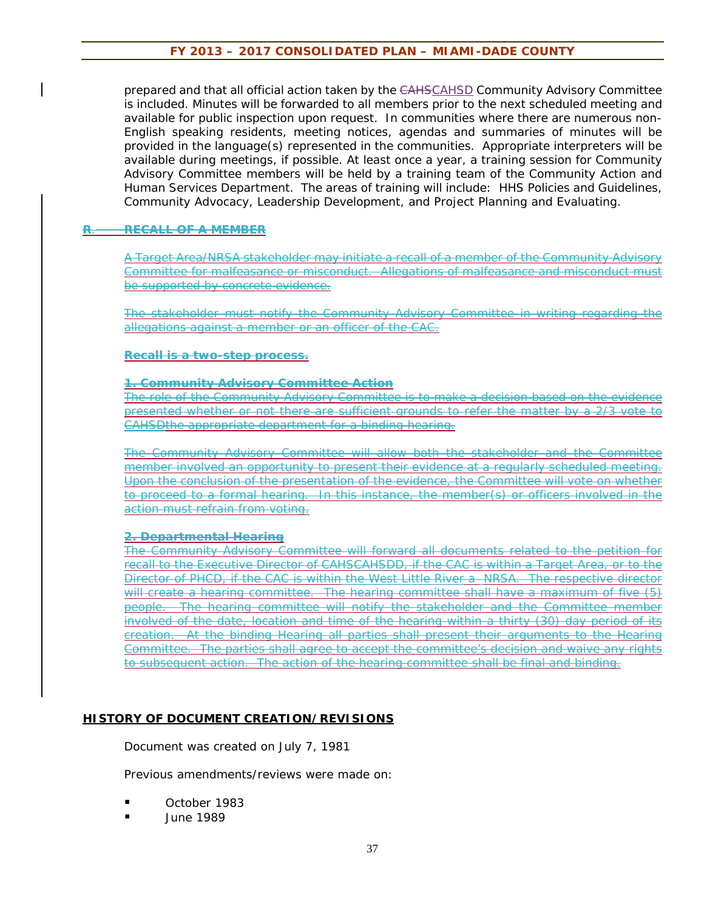prepared and that all official action taken by the ~~CAHS~~CAHSD Community Advisory Committee is included. Minutes will be forwarded to all members prior to the next scheduled meeting and available for public inspection upon request. In communities where there are numerous non-English speaking residents, meeting notices, agendas and summaries of minutes will be provided in the language(s) represented in the communities. Appropriate interpreters will be available during meetings, if possible. At least once a year, a training session for Community Advisory Committee members will be held by a training team of the Community Action and Human Services Department. The areas of training will include: HHS Policies and Guidelines, Community Advocacy, Leadership Development, and Project Planning and Evaluating.

**~~R. RECALL OF A MEMBER~~**

~~A Target Area/NRSA stakeholder may initiate a recall of a member of the Community Advisory Committee for malfeasance or misconduct. Allegations of malfeasance and misconduct must be supported by concrete evidence.~~

~~The stakeholder must notify the Community Advisory Committee in writing regarding the allegations against a member or an officer of the CAC.~~

**~~Recall is a two-step process.~~**

**~~1. Community Advisory Committee Action~~**
~~The role of the Community Advisory Committee is to make a decision based on the evidence presented whether or not there are sufficient grounds to refer the matter by a 2/3 vote to CAHSDthe appropriate department for a binding hearing.~~

~~The Community Advisory Committee will allow both the stakeholder and the Committee member involved an opportunity to present their evidence at a regularly scheduled meeting. Upon the conclusion of the presentation of the evidence, the Committee will vote on whether to proceed to a formal hearing. In this instance, the member(s) or officers involved in the action must refrain from voting.~~

**~~2. Departmental Hearing~~**
~~The Community Advisory Committee will forward all documents related to the petition for recall to the Executive Director of CAHSCAHSDD, if the CAC is within a Target Area, or to the Director of PHCD, if the CAC is within the West Little River a NRSA. The respective director will create a hearing committee. The hearing committee shall have a maximum of five (5) people. The hearing committee will notify the stakeholder and the Committee member involved of the date, location and time of the hearing within a thirty (30) day period of its creation. At the binding Hearing all parties shall present their arguments to the Hearing Committee. The parties shall agree to accept the committee's decision and waive any rights to subsequent action. The action of the hearing committee shall be final and binding.~~

**HISTORY OF DOCUMENT CREATION/REVISIONS**

Document was created on July 7, 1981

Previous amendments/reviews were made on:

- October 1983
- June 1989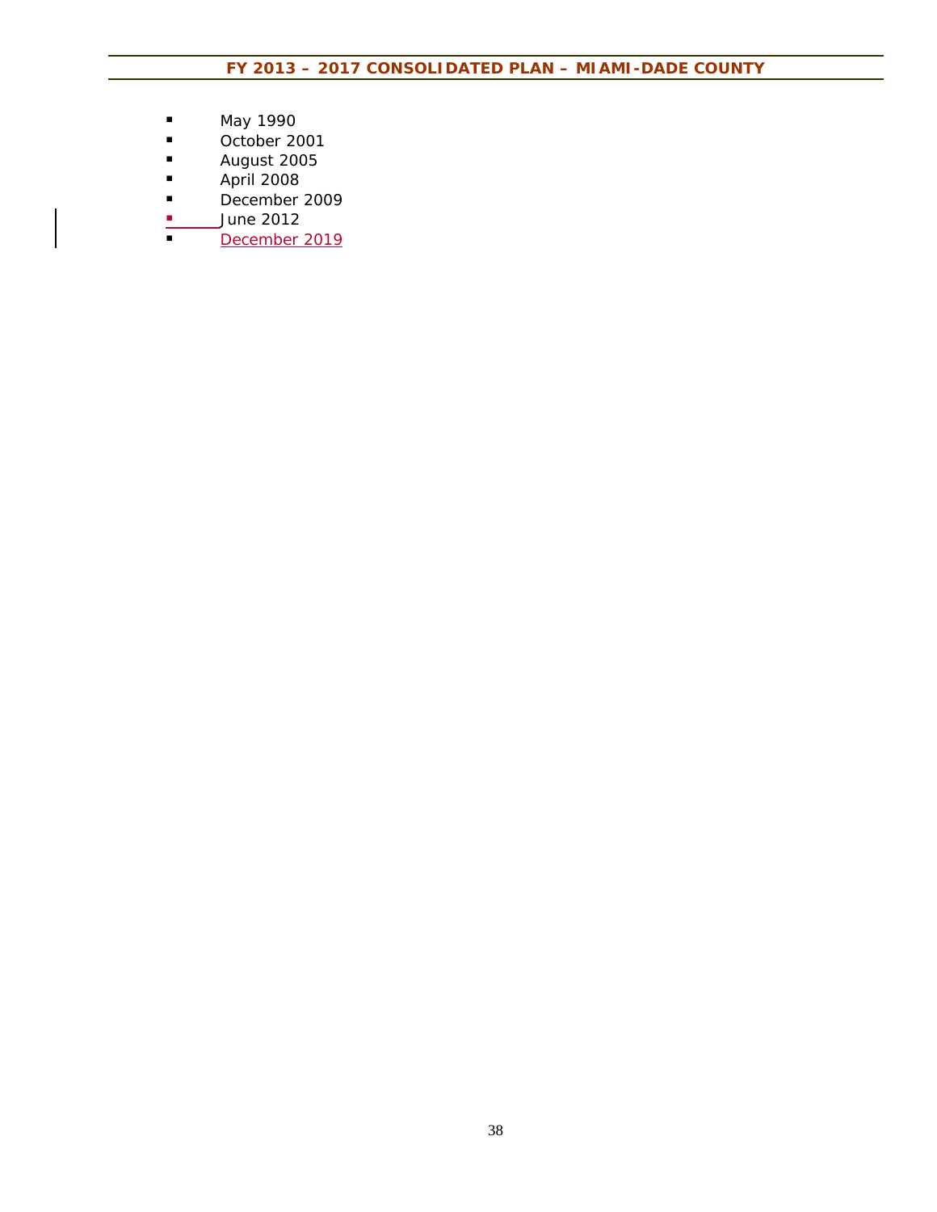- May 1990
- October 2001
- August 2005
- April 2008
- December 2009
- June 2012
- December 2019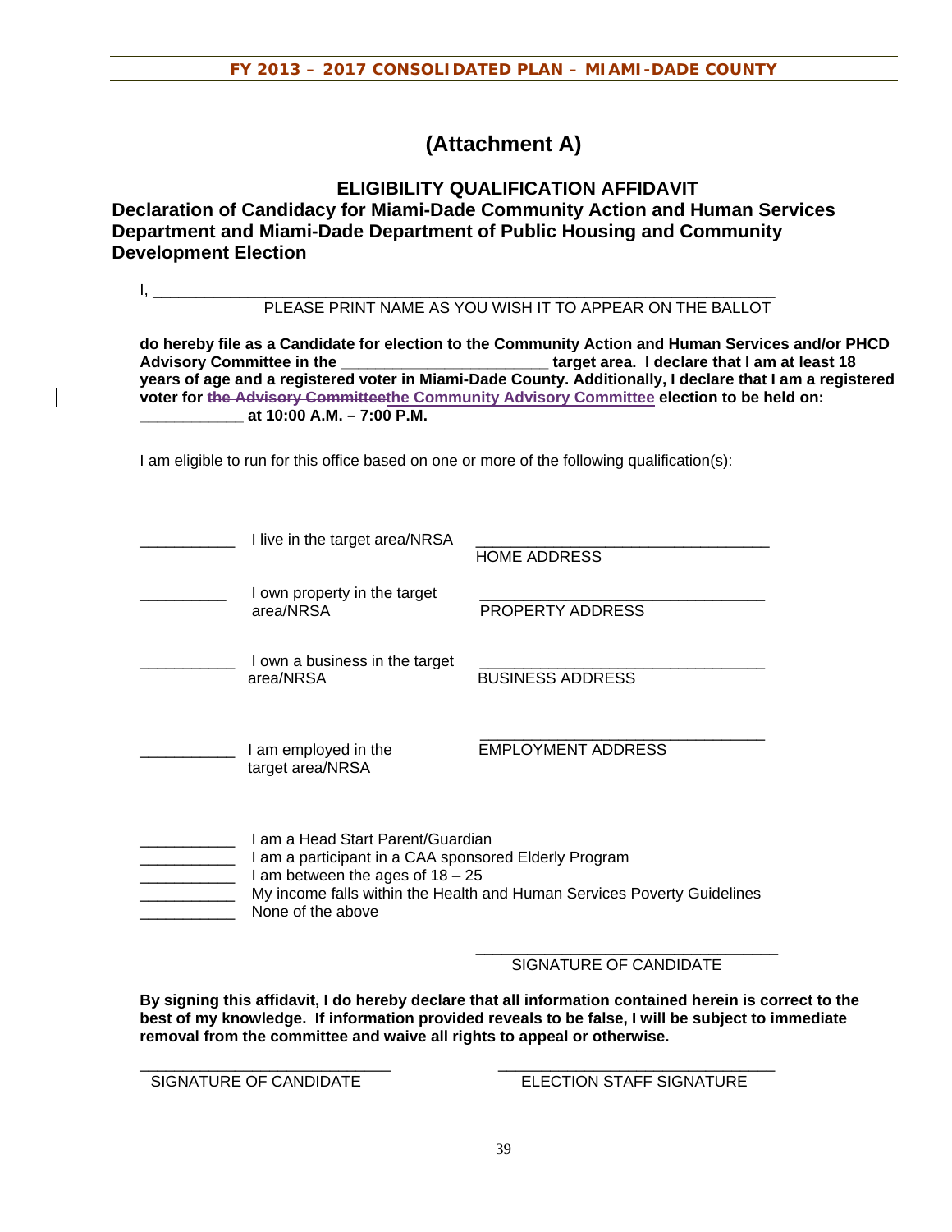# (Attachment A)

## ELIGIBILITY QUALIFICATION AFFIDAVIT

## Declaration of Candidacy for Miami-Dade Community Action and Human Services Department and Miami-Dade Department of Public Housing and Community Development Election

I, ___________________________________________________________________

PLEASE PRINT NAME AS YOU WISH IT TO APPEAR ON THE BALLOT

**do hereby file as a Candidate for election to the Community Action and Human Services and/or PHCD Advisory Committee in the _______________________ target area. I declare that I am at least 18 years of age and a registered voter in Miami-Dade County. Additionally, I declare that I am a registered voter for ~~the Advisory Committee~~the Community Advisory Committee election to be held on: ____________ at 10:00 A.M. – 7:00 P.M.**

I am eligible to run for this office based on one or more of the following qualification(s):

___________ I live in the target area/NRSA _________________________________ HOME ADDRESS

__________ I own property in the target area/NRSA _________________________________ PROPERTY ADDRESS

___________ I own a business in the target area/NRSA _________________________________ BUSINESS ADDRESS

___________ I am employed in the target area/NRSA _________________________________ EMPLOYMENT ADDRESS

___________ I am a Head Start Parent/Guardian
___________ I am a participant in a CAA sponsored Elderly Program
___________ I am between the ages of 18 – 25
___________ My income falls within the Health and Human Services Poverty Guidelines
___________ None of the above

_________________________________
SIGNATURE OF CANDIDATE

**By signing this affidavit, I do hereby declare that all information contained herein is correct to the best of my knowledge. If information provided reveals to be false, I will be subject to immediate removal from the committee and waive all rights to appeal or otherwise.**

_____________________________ SIGNATURE OF CANDIDATE

_________________________________ ELECTION STAFF SIGNATURE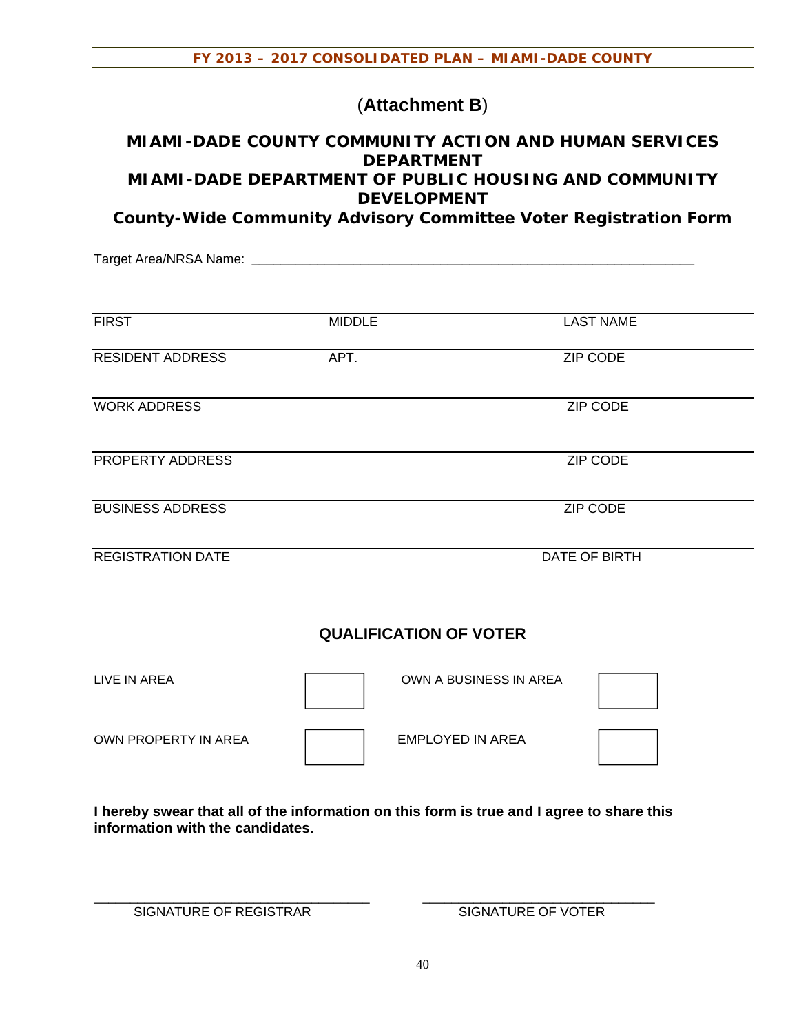(**Attachment B**)

## MIAMI-DADE COUNTY COMMUNITY ACTION AND HUMAN SERVICES DEPARTMENT
## MIAMI-DADE DEPARTMENT OF PUBLIC HOUSING AND COMMUNITY DEVELOPMENT
## County-Wide Community Advisory Committee Voter Registration Form

Target Area/NRSA Name: ________________________________________________________________

| FIRST | MIDDLE | LAST NAME |
|---|---|---|
| RESIDENT ADDRESS | APT. | ZIP CODE |
| WORK ADDRESS | | ZIP CODE |
| PROPERTY ADDRESS | | ZIP CODE |
| BUSINESS ADDRESS | | ZIP CODE |
| REGISTRATION DATE | | DATE OF BIRTH |

### QUALIFICATION OF VOTER

| | | | |
|---|---|---|---|
| LIVE IN AREA | ☐ | OWN A BUSINESS IN AREA | ☐ |
| OWN PROPERTY IN AREA | ☐ | EMPLOYED IN AREA | ☐ |

**I hereby swear that all of the information on this form is true and I agree to share this information with the candidates.**

\_\_\_\_\_\_\_\_\_\_\_\_\_\_\_\_\_\_\_\_\_\_\_\_\_\_\_\_\_\_\_\_\_\_\_\_ SIGNATURE OF REGISTRAR

\_\_\_\_\_\_\_\_\_\_\_\_\_\_\_\_\_\_\_\_\_\_\_\_\_\_\_\_\_\_\_\_\_\_\_\_ SIGNATURE OF VOTER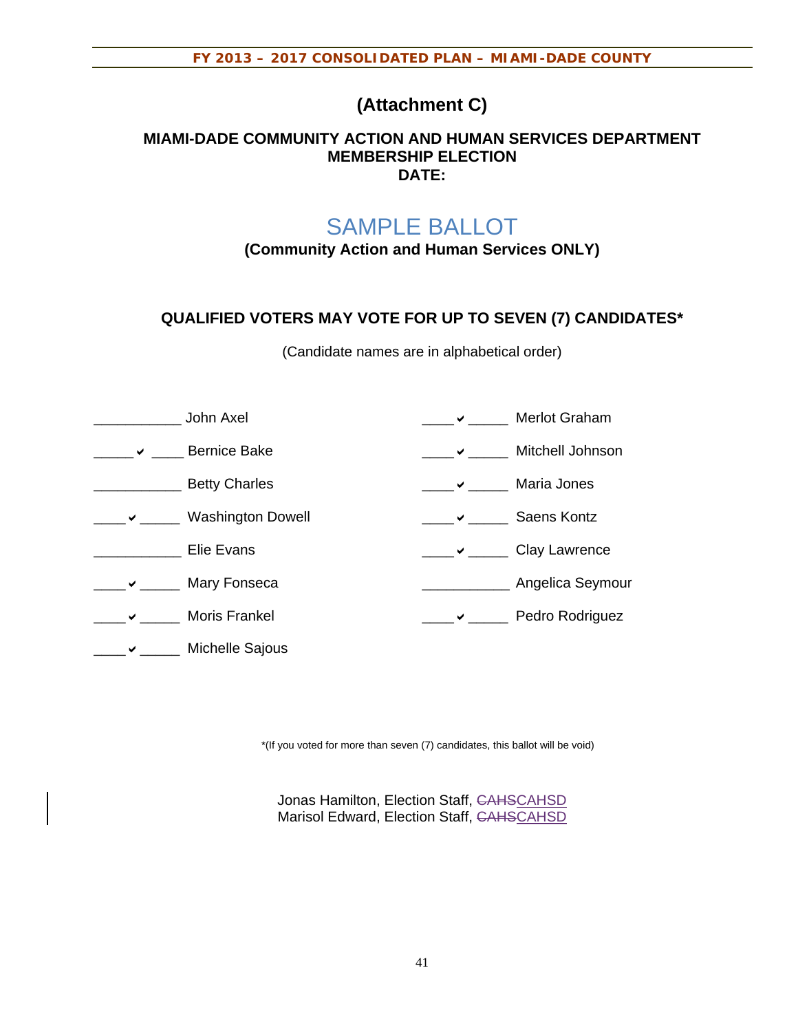# (Attachment C)

**MIAMI-DADE COMMUNITY ACTION AND HUMAN SERVICES DEPARTMENT**
**MEMBERSHIP ELECTION**
**DATE:**

## SAMPLE BALLOT

**(Community Action and Human Services ONLY)**

**QUALIFIED VOTERS MAY VOTE FOR UP TO SEVEN (7) CANDIDATES***

(Candidate names are in alphabetical order)

___________ John Axel

_____ ✔ ____ Bernice Bake

___________ Betty Charles

____ ✔ _____ Washington Dowell

___________ Elie Evans

____ ✔ _____ Mary Fonseca

____ ✔ _____ Moris Frankel

____ ✔ _____ Michelle Sajous

____ ✔ _____ Merlot Graham

____ ✔ _____ Mitchell Johnson

____ ✔ _____ Maria Jones

____ ✔ _____ Saens Kontz

____ ✔ _____ Clay Lawrence

___________ Angelica Seymour

____ ✔ _____ Pedro Rodriguez

*(If you voted for more than seven (7) candidates, this ballot will be void)

Jonas Hamilton, Election Staff, ~~CAHS~~CAHSD
Marisol Edward, Election Staff, ~~CAHS~~CAHSD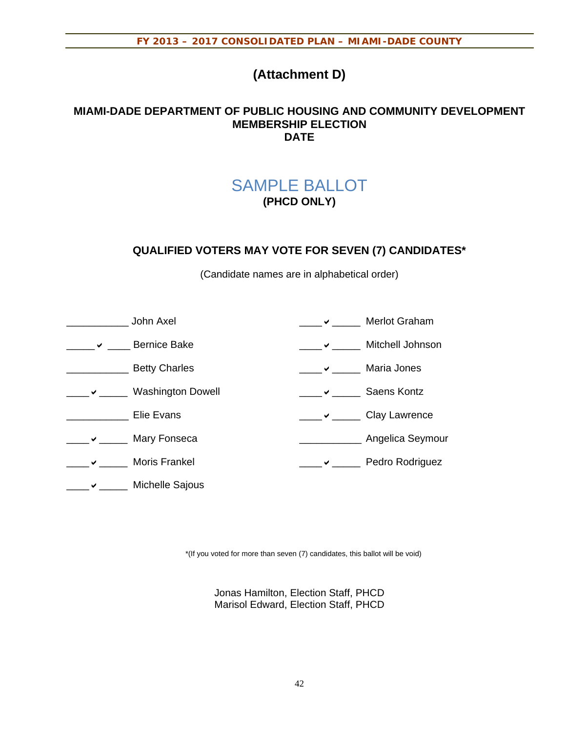# (Attachment D)

## MIAMI-DADE DEPARTMENT OF PUBLIC HOUSING AND COMMUNITY DEVELOPMENT MEMBERSHIP ELECTION DATE

# SAMPLE BALLOT

**(PHCD ONLY)**

### QUALIFIED VOTERS MAY VOTE FOR SEVEN (7) CANDIDATES*

(Candidate names are in alphabetical order)

___________ John Axel

_____✔ ____ Bernice Bake

___________ Betty Charles

____✔ _____ Washington Dowell

___________ Elie Evans

____✔ _____ Mary Fonseca

____✔ _____ Moris Frankel

____✔ _____ Michelle Sajous

____✔ _____ Merlot Graham

____✔ _____ Mitchell Johnson

____✔ _____ Maria Jones

____✔ _____ Saens Kontz

____✔ _____ Clay Lawrence

___________ Angelica Seymour

____✔ _____ Pedro Rodriguez

*(If you voted for more than seven (7) candidates, this ballot will be void)

Jonas Hamilton, Election Staff, PHCD
Marisol Edward, Election Staff, PHCD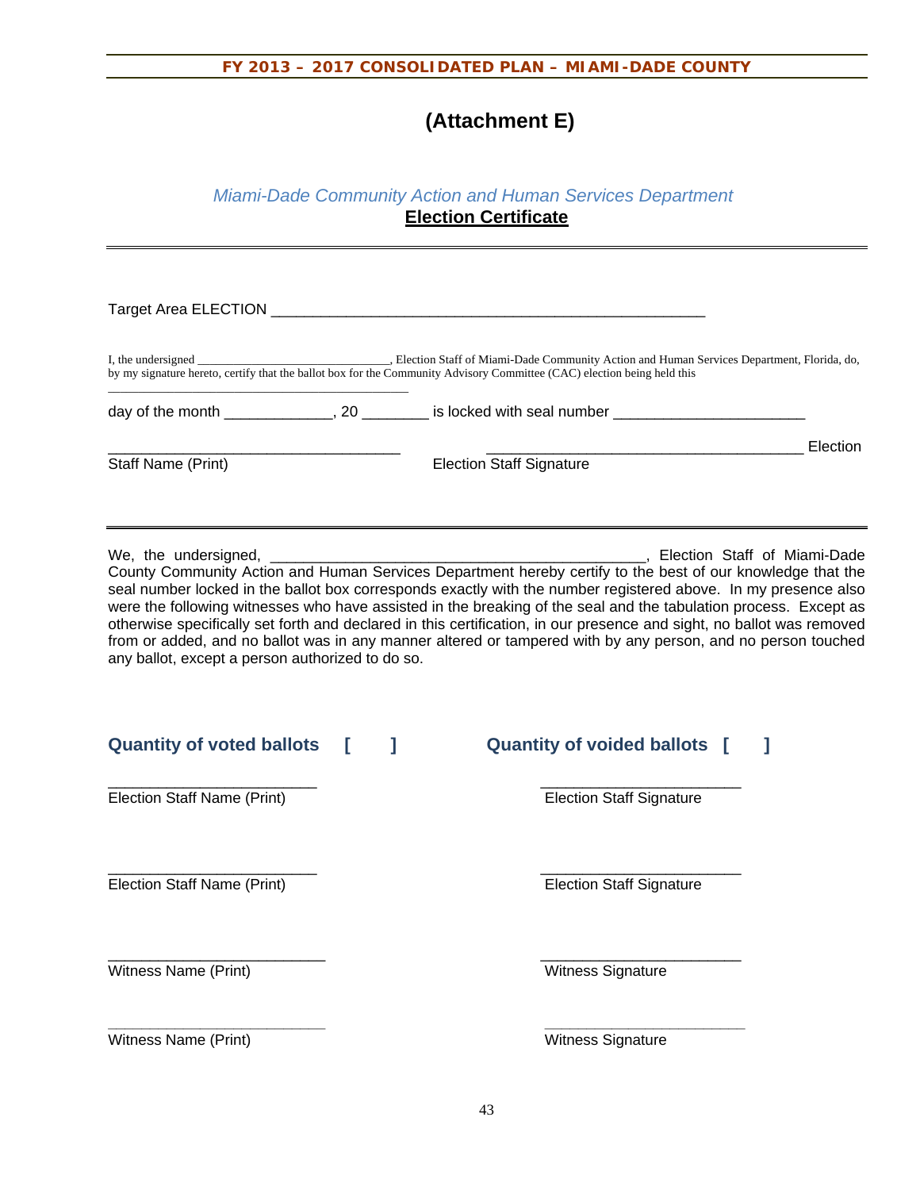# (Attachment E)

*Miami-Dade Community Action and Human Services Department*
**Election Certificate**

---

Target Area ELECTION ____________________________________________________

I, the undersigned ______________________________, Election Staff of Miami-Dade Community Action and Human Services Department, Florida, do, by my signature hereto, certify that the ballot box for the Community Advisory Committee (CAC) election being held this ____________________________________________

day of the month _____________, 20 ________ is locked with seal number _______________________

___________________________________ ______________________________________ Election

Staff Name (Print) Election Staff Signature

---

We, the undersigned, ____________________________________________, Election Staff of Miami-Dade County Community Action and Human Services Department hereby certify to the best of our knowledge that the seal number locked in the ballot box corresponds exactly with the number registered above. In my presence also were the following witnesses who have assisted in the breaking of the seal and the tabulation process. Except as otherwise specifically set forth and declared in this certification, in our presence and sight, no ballot was removed from or added, and no ballot was in any manner altered or tampered with by any person, and no person touched any ballot, except a person authorized to do so.

**Quantity of voted ballots [ ]** **Quantity of voided ballots [ ]**

________________________ ________________________

Election Staff Name (Print) Election Staff Signature

________________________ ________________________

Election Staff Name (Print) Election Staff Signature

________________________ ________________________

Witness Name (Print) Witness Signature

________________________ ________________________

Witness Name (Print) Witness Signature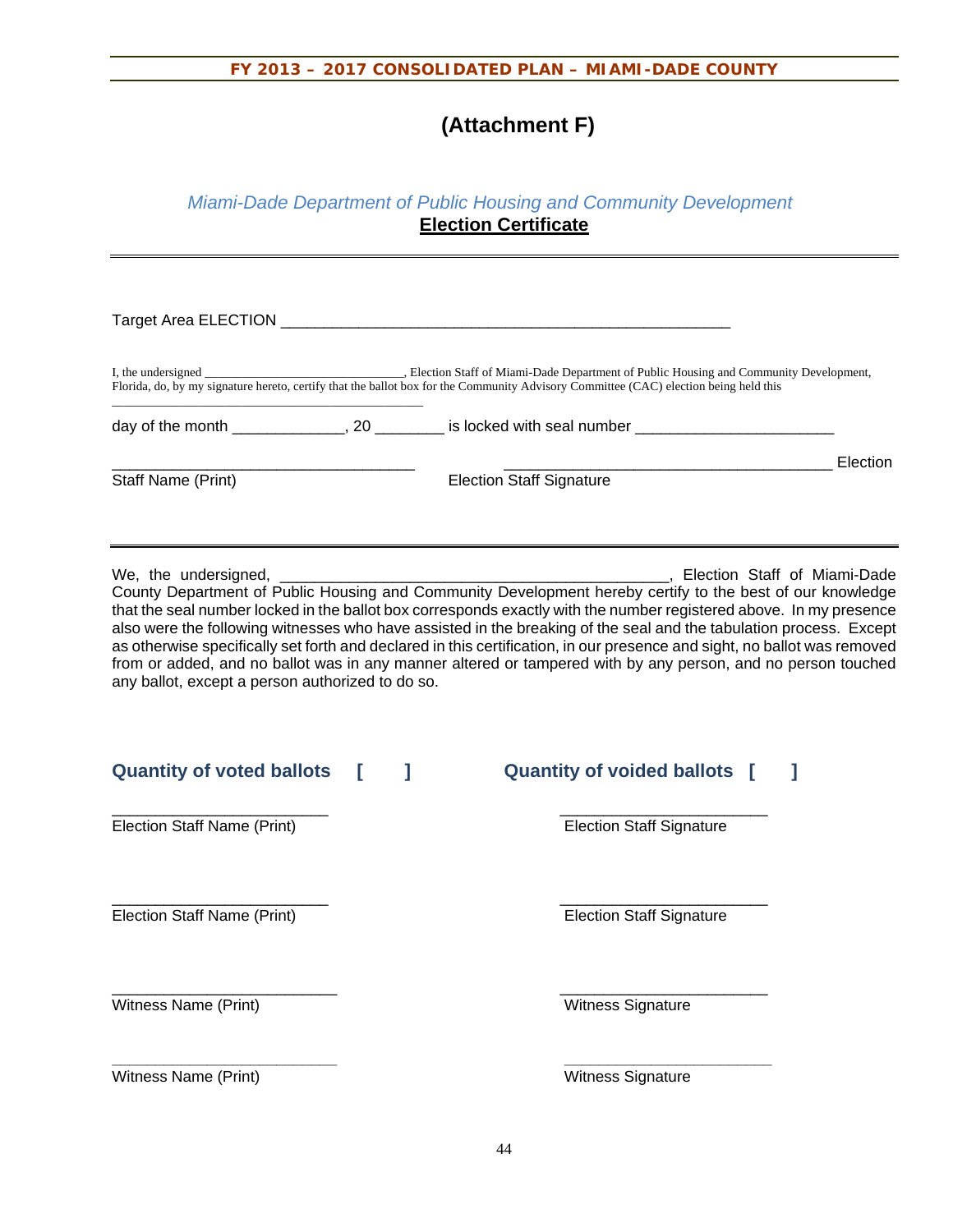# (Attachment F)

*Miami-Dade Department of Public Housing and Community Development*

**Election Certificate**

---

Target Area ELECTION ____________________________________________________

I, the undersigned ______________________________, Election Staff of Miami-Dade Department of Public Housing and Community Development, Florida, do, by my signature hereto, certify that the ballot box for the Community Advisory Committee (CAC) election being held this ____________________________________________

day of the month _____________, 20 ________ is locked with seal number _______________________

__________________________________ ______________________________________ Election Staff Name (Print) Election Staff Signature

---

We, the undersigned, ____________________________________________, Election Staff of Miami-Dade County Department of Public Housing and Community Development hereby certify to the best of our knowledge that the seal number locked in the ballot box corresponds exactly with the number registered above. In my presence also were the following witnesses who have assisted in the breaking of the seal and the tabulation process. Except as otherwise specifically set forth and declared in this certification, in our presence and sight, no ballot was removed from or added, and no ballot was in any manner altered or tampered with by any person, and no person touched any ballot, except a person authorized to do so.

**Quantity of voted ballots [ ]** **Quantity of voided ballots [ ]**

________________________ ________________________
Election Staff Name (Print) Election Staff Signature

________________________ ________________________
Election Staff Name (Print) Election Staff Signature

_________________________ ________________________
Witness Name (Print) Witness Signature

_________________________ ________________________
Witness Name (Print) Witness Signature